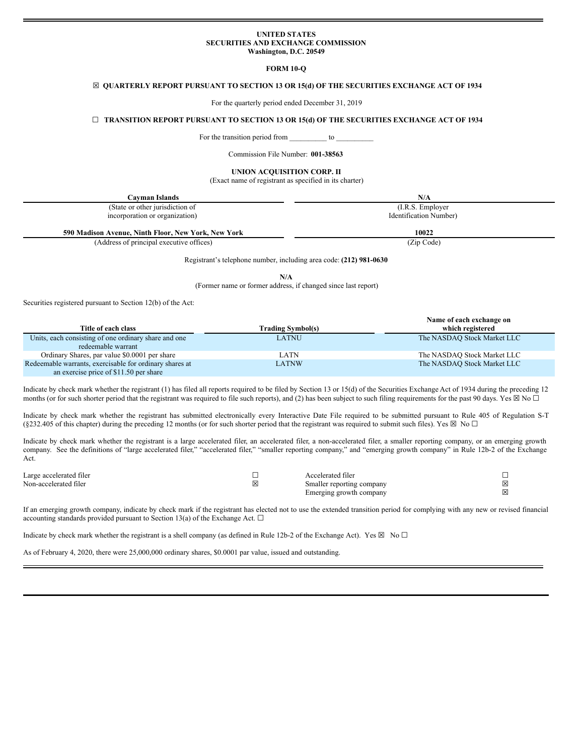**UNITED STATES**
**SECURITIES AND EXCHANGE COMMISSION**
**Washington, D.C. 20549**

**FORM 10-Q**

☒ **QUARTERLY REPORT PURSUANT TO SECTION 13 OR 15(d) OF THE SECURITIES EXCHANGE ACT OF 1934**

For the quarterly period ended December 31, 2019

☐ **TRANSITION REPORT PURSUANT TO SECTION 13 OR 15(d) OF THE SECURITIES EXCHANGE ACT OF 1934**

For the transition period from __________ to __________

Commission File Number: **001-38563**

**UNION ACQUISITION CORP. II**
(Exact name of registrant as specified in its charter)

| **Cayman Islands** | **N/A** |
|---|---|
| (State or other jurisdiction of incorporation or organization) | (I.R.S. Employer Identification Number) |

| **590 Madison Avenue, Ninth Floor, New York, New York** | **10022** |
|---|---|
| (Address of principal executive offices) | (Zip Code) |

Registrant's telephone number, including area code: **(212) 981-0630**

**N/A**
(Former name or former address, if changed since last report)

Securities registered pursuant to Section 12(b) of the Act:

| Title of each class | Trading Symbol(s) | Name of each exchange on which registered |
|---|---|---|
| Units, each consisting of one ordinary share and one redeemable warrant | LATNU | The NASDAQ Stock Market LLC |
| Ordinary Shares, par value $0.0001 per share | LATN | The NASDAQ Stock Market LLC |
| Redeemable warrants, exercisable for ordinary shares at an exercise price of $11.50 per share | LATNW | The NASDAQ Stock Market LLC |

Indicate by check mark whether the registrant (1) has filed all reports required to be filed by Section 13 or 15(d) of the Securities Exchange Act of 1934 during the preceding 12 months (or for such shorter period that the registrant was required to file such reports), and (2) has been subject to such filing requirements for the past 90 days. Yes ☒ No ☐

Indicate by check mark whether the registrant has submitted electronically every Interactive Date File required to be submitted pursuant to Rule 405 of Regulation S-T (§232.405 of this chapter) during the preceding 12 months (or for such shorter period that the registrant was required to submit such files). Yes ☒ No ☐

Indicate by check mark whether the registrant is a large accelerated filer, an accelerated filer, a non-accelerated filer, a smaller reporting company, or an emerging growth company. See the definitions of "large accelerated filer," "accelerated filer," "smaller reporting company," and "emerging growth company" in Rule 12b-2 of the Exchange Act.

| | | | |
|---|---|---|---|
| Large accelerated filer | ☐ | Accelerated filer | ☐ |
| Non-accelerated filer | ☒ | Smaller reporting company | ☒ |
| | | Emerging growth company | ☒ |

If an emerging growth company, indicate by check mark if the registrant has elected not to use the extended transition period for complying with any new or revised financial accounting standards provided pursuant to Section 13(a) of the Exchange Act. ☐

Indicate by check mark whether the registrant is a shell company (as defined in Rule 12b-2 of the Exchange Act). Yes ☒ No ☐

As of February 4, 2020, there were 25,000,000 ordinary shares, $0.0001 par value, issued and outstanding.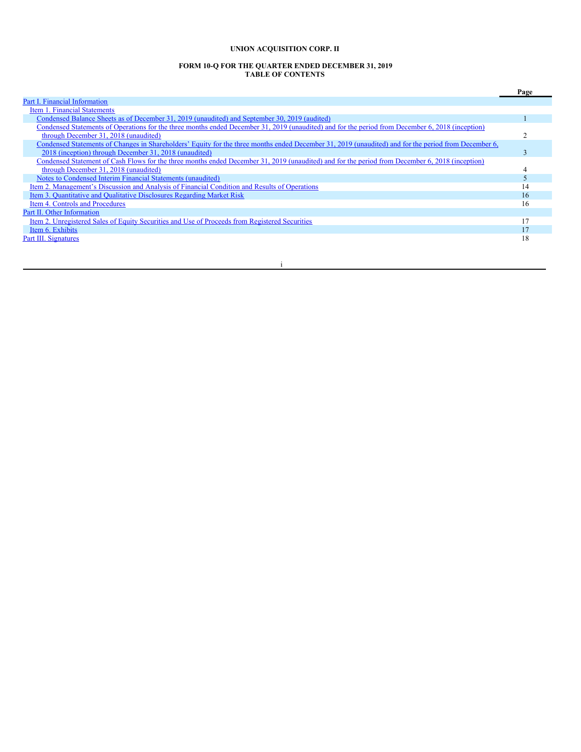**UNION ACQUISITION CORP. II**

**FORM 10-Q FOR THE QUARTER ENDED DECEMBER 31, 2019**
**TABLE OF CONTENTS**

| | Page |
|---|---|
| Part I. Financial Information | |
| Item 1. Financial Statements | |
| Condensed Balance Sheets as of December 31, 2019 (unaudited) and September 30, 2019 (audited) | 1 |
| Condensed Statements of Operations for the three months ended December 31, 2019 (unaudited) and for the period from December 6, 2018 (inception) through December 31, 2018 (unaudited) | 2 |
| Condensed Statements of Changes in Shareholders' Equity for the three months ended December 31, 2019 (unaudited) and for the period from December 6, 2018 (inception) through December 31, 2018 (unaudited) | 3 |
| Condensed Statement of Cash Flows for the three months ended December 31, 2019 (unaudited) and for the period from December 6, 2018 (inception) through December 31, 2018 (unaudited) | 4 |
| Notes to Condensed Interim Financial Statements (unaudited) | 5 |
| Item 2. Management's Discussion and Analysis of Financial Condition and Results of Operations | 14 |
| Item 3. Quantitative and Qualitative Disclosures Regarding Market Risk | 16 |
| Item 4. Controls and Procedures | 16 |
| Part II. Other Information | |
| Item 2. Unregistered Sales of Equity Securities and Use of Proceeds from Registered Securities | 17 |
| Item 6. Exhibits | 17 |
| Part III. Signatures | 18 |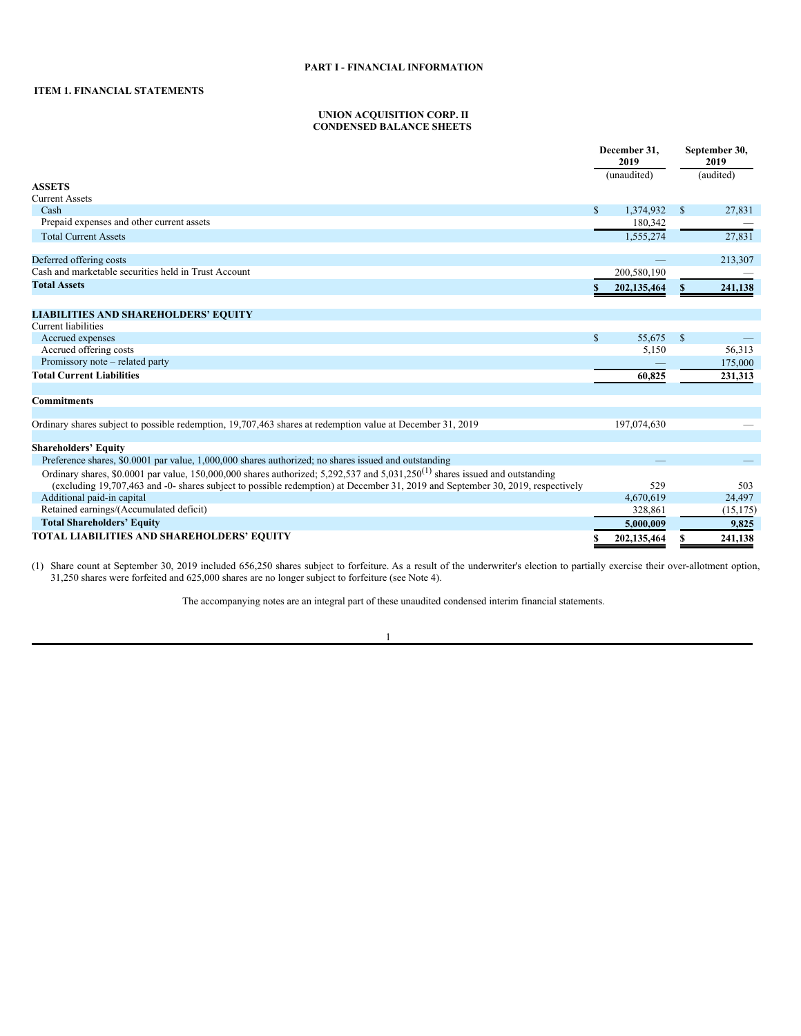# PART I - FINANCIAL INFORMATION

## ITEM 1. FINANCIAL STATEMENTS

### UNION ACQUISITION CORP. II
### CONDENSED BALANCE SHEETS

| | December 31, 2019 | September 30, 2019 |
|---|---|---|
| | (unaudited) | (audited) |
| **ASSETS** | | |
| Current Assets | | |
| Cash | $ 1,374,932 | $ 27,831 |
| Prepaid expenses and other current assets | 180,342 | — |
| Total Current Assets | 1,555,274 | 27,831 |
| | | |
| Deferred offering costs | — | 213,307 |
| Cash and marketable securities held in Trust Account | 200,580,190 | — |
| **Total Assets** | **$ 202,135,464** | **$ 241,138** |
| | | |
| **LIABILITIES AND SHAREHOLDERS' EQUITY** | | |
| Current liabilities | | |
| Accrued expenses | $ 55,675 | $ — |
| Accrued offering costs | 5,150 | 56,313 |
| Promissory note – related party | — | 175,000 |
| **Total Current Liabilities** | **60,825** | **231,313** |
| | | |
| **Commitments** | | |
| | | |
| Ordinary shares subject to possible redemption, 19,707,463 shares at redemption value at December 31, 2019 | 197,074,630 | — |
| | | |
| **Shareholders' Equity** | | |
| Preference shares, $0.0001 par value, 1,000,000 shares authorized; no shares issued and outstanding | — | — |
| Ordinary shares, $0.0001 par value, 150,000,000 shares authorized; 5,292,537 and 5,031,250(1) shares issued and outstanding (excluding 19,707,463 and -0- shares subject to possible redemption) at December 31, 2019 and September 30, 2019, respectively | 529 | 503 |
| Additional paid-in capital | 4,670,619 | 24,497 |
| Retained earnings/(Accumulated deficit) | 328,861 | (15,175) |
| **Total Shareholders' Equity** | **5,000,009** | **9,825** |
| **TOTAL LIABILITIES AND SHAREHOLDERS' EQUITY** | **$ 202,135,464** | **$ 241,138** |

(1) Share count at September 30, 2019 included 656,250 shares subject to forfeiture. As a result of the underwriter's election to partially exercise their over-allotment option, 31,250 shares were forfeited and 625,000 shares are no longer subject to forfeiture (see Note 4).

The accompanying notes are an integral part of these unaudited condensed interim financial statements.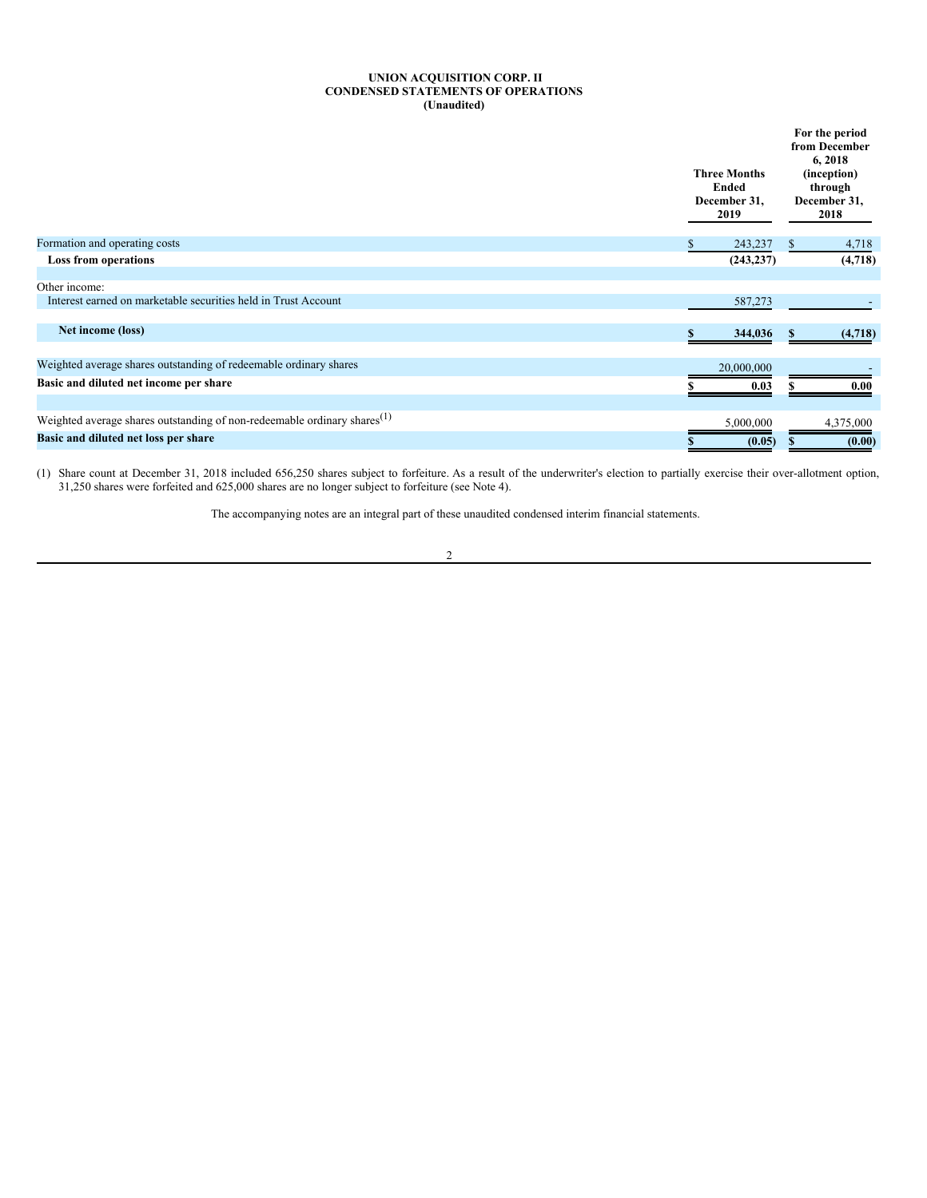# UNION ACQUISITION CORP. II
## CONDENSED STATEMENTS OF OPERATIONS
### (Unaudited)

| | Three Months Ended December 31, 2019 | For the period from December 6, 2018 (inception) through December 31, 2018 |
|---|---|---|
| Formation and operating costs | $ 243,237 | $ 4,718 |
| **Loss from operations** | **(243,237)** | **(4,718)** |
| | | |
| Other income: | | |
| Interest earned on marketable securities held in Trust Account | 587,273 | - |
| | | |
| **Net income (loss)** | **$ 344,036** | **$ (4,718)** |
| | | |
| Weighted average shares outstanding of redeemable ordinary shares | 20,000,000 | - |
| **Basic and diluted net income per share** | **$ 0.03** | **$ 0.00** |
| | | |
| Weighted average shares outstanding of non-redeemable ordinary shares(1) | 5,000,000 | 4,375,000 |
| **Basic and diluted net loss per share** | **$ (0.05)** | **$ (0.00)** |

(1) Share count at December 31, 2018 included 656,250 shares subject to forfeiture. As a result of the underwriter's election to partially exercise their over-allotment option, 31,250 shares were forfeited and 625,000 shares are no longer subject to forfeiture (see Note 4).

The accompanying notes are an integral part of these unaudited condensed interim financial statements.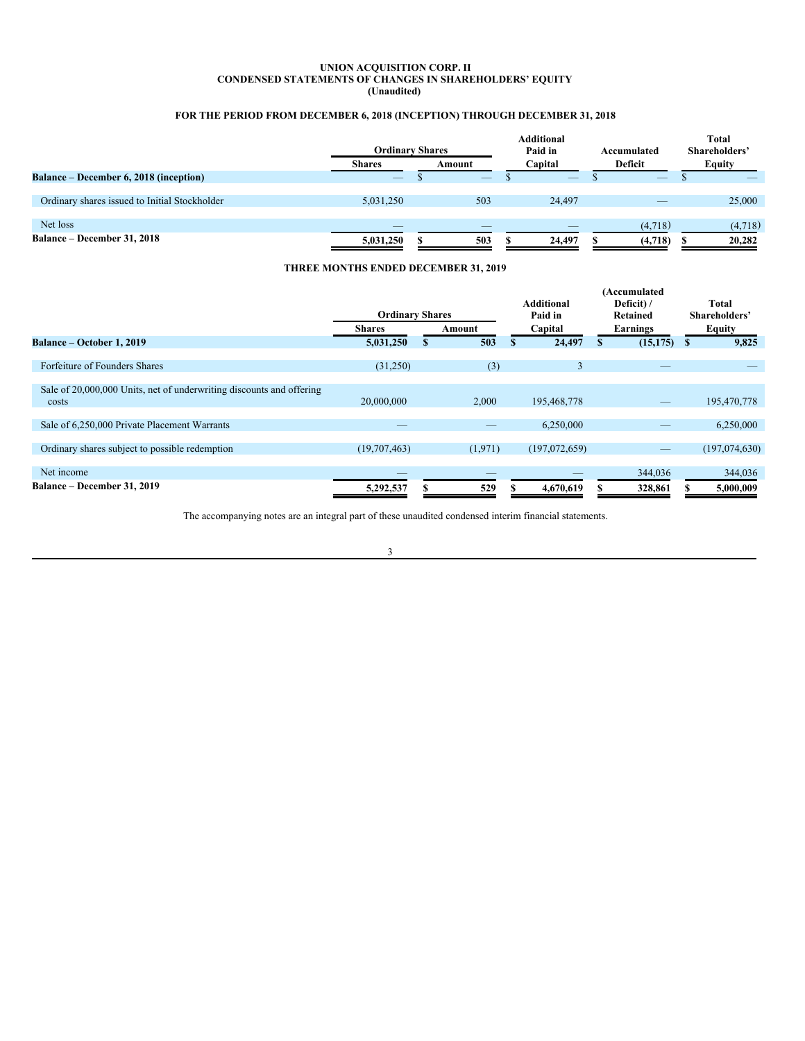**UNION ACQUISITION CORP. II**
**CONDENSED STATEMENTS OF CHANGES IN SHAREHOLDERS' EQUITY**
**(Unaudited)**

**FOR THE PERIOD FROM DECEMBER 6, 2018 (INCEPTION) THROUGH DECEMBER 31, 2018**

| | Ordinary Shares | | Additional Paid in Capital | Accumulated Deficit | Total Shareholders' Equity |
|---|---|---|---|---|---|
| | Shares | Amount | | | |
| **Balance – December 6, 2018 (inception)** | — | $ — | $ — | $ — | $ — |
| Ordinary shares issued to Initial Stockholder | 5,031,250 | 503 | 24,497 | — | 25,000 |
| Net loss | — | — | — | (4,718) | (4,718) |
| **Balance – December 31, 2018** | **5,031,250** | **$ 503** | **$ 24,497** | **$ (4,718)** | **$ 20,282** |

**THREE MONTHS ENDED DECEMBER 31, 2019**

| | Ordinary Shares | | Additional Paid in Capital | (Accumulated Deficit) / Retained Earnings | Total Shareholders' Equity |
|---|---|---|---|---|---|
| | Shares | Amount | | | |
| **Balance – October 1, 2019** | **5,031,250** | **$ 503** | **$ 24,497** | **$ (15,175)** | **$ 9,825** |
| Forfeiture of Founders Shares | (31,250) | (3) | 3 | — | — |
| Sale of 20,000,000 Units, net of underwriting discounts and offering costs | 20,000,000 | 2,000 | 195,468,778 | — | 195,470,778 |
| Sale of 6,250,000 Private Placement Warrants | — | — | 6,250,000 | — | 6,250,000 |
| Ordinary shares subject to possible redemption | (19,707,463) | (1,971) | (197,072,659) | — | (197,074,630) |
| Net income | — | — | — | 344,036 | 344,036 |
| **Balance – December 31, 2019** | **5,292,537** | **$ 529** | **$ 4,670,619** | **$ 328,861** | **$ 5,000,009** |

The accompanying notes are an integral part of these unaudited condensed interim financial statements.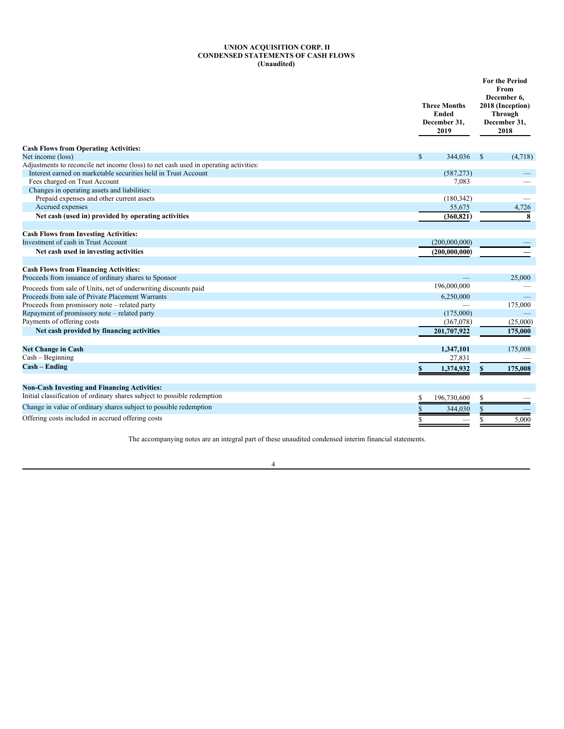**UNION ACQUISITION CORP. II**
**CONDENSED STATEMENTS OF CASH FLOWS**
**(Unaudited)**

| | Three Months Ended December 31, 2019 | For the Period From December 6, 2018 (Inception) Through December 31, 2018 |
|---|---|---|
| **Cash Flows from Operating Activities:** | | |
| Net income (loss) | $ 344,036 | $ (4,718) |
| Adjustments to reconcile net income (loss) to net cash used in operating activities: | | |
| Interest earned on marketable securities held in Trust Account | (587,273) | — |
| Fees charged on Trust Account | 7,083 | — |
| Changes in operating assets and liabilities: | | |
| Prepaid expenses and other current assets | (180,342) | — |
| Accrued expenses | 55,675 | 4,726 |
| **Net cash (used in) provided by operating activities** | **(360,821)** | **8** |
| | | |
| **Cash Flows from Investing Activities:** | | |
| Investment of cash in Trust Account | (200,000,000) | — |
| **Net cash used in investing activities** | **(200,000,000)** | — |
| | | |
| **Cash Flows from Financing Activities:** | | |
| Proceeds from issuance of ordinary shares to Sponsor | — | 25,000 |
| Proceeds from sale of Units, net of underwriting discounts paid | 196,000,000 | — |
| Proceeds from sale of Private Placement Warrants | 6,250,000 | — |
| Proceeds from promissory note – related party | — | 175,000 |
| Repayment of promissory note – related party | (175,000) | — |
| Payments of offering costs | (367,078) | (25,000) |
| **Net cash provided by financing activities** | **201,707,922** | **175,000** |
| | | |
| **Net Change in Cash** | **1,347,101** | 175,008 |
| Cash – Beginning | 27,831 | — |
| **Cash – Ending** | **$ 1,374,932** | **$ 175,008** |
| | | |
| **Non-Cash Investing and Financing Activities:** | | |
| Initial classification of ordinary shares subject to possible redemption | $ 196,730,600 | $ — |
| Change in value of ordinary shares subject to possible redemption | $ 344,030 | $ — |
| Offering costs included in accrued offering costs | $ — | $ 5,000 |

The accompanying notes are an integral part of these unaudited condensed interim financial statements.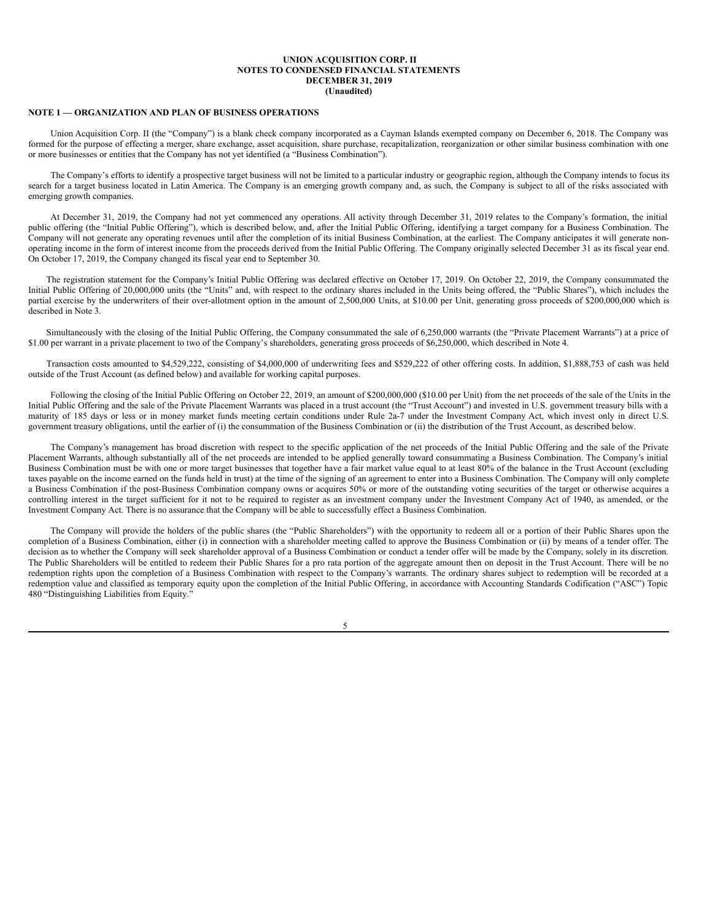**UNION ACQUISITION CORP. II**
**NOTES TO CONDENSED FINANCIAL STATEMENTS**
**DECEMBER 31, 2019**
**(Unaudited)**

## NOTE 1 — ORGANIZATION AND PLAN OF BUSINESS OPERATIONS

Union Acquisition Corp. II (the "Company") is a blank check company incorporated as a Cayman Islands exempted company on December 6, 2018. The Company was formed for the purpose of effecting a merger, share exchange, asset acquisition, share purchase, recapitalization, reorganization or other similar business combination with one or more businesses or entities that the Company has not yet identified (a "Business Combination").

The Company's efforts to identify a prospective target business will not be limited to a particular industry or geographic region, although the Company intends to focus its search for a target business located in Latin America. The Company is an emerging growth company and, as such, the Company is subject to all of the risks associated with emerging growth companies.

At December 31, 2019, the Company had not yet commenced any operations. All activity through December 31, 2019 relates to the Company's formation, the initial public offering (the "Initial Public Offering"), which is described below, and, after the Initial Public Offering, identifying a target company for a Business Combination. The Company will not generate any operating revenues until after the completion of its initial Business Combination, at the earliest. The Company anticipates it will generate non-operating income in the form of interest income from the proceeds derived from the Initial Public Offering. The Company originally selected December 31 as its fiscal year end. On October 17, 2019, the Company changed its fiscal year end to September 30.

The registration statement for the Company's Initial Public Offering was declared effective on October 17, 2019. On October 22, 2019, the Company consummated the Initial Public Offering of 20,000,000 units (the "Units" and, with respect to the ordinary shares included in the Units being offered, the "Public Shares"), which includes the partial exercise by the underwriters of their over-allotment option in the amount of 2,500,000 Units, at $10.00 per Unit, generating gross proceeds of $200,000,000 which is described in Note 3.

Simultaneously with the closing of the Initial Public Offering, the Company consummated the sale of 6,250,000 warrants (the "Private Placement Warrants") at a price of $1.00 per warrant in a private placement to two of the Company's shareholders, generating gross proceeds of $6,250,000, which described in Note 4.

Transaction costs amounted to $4,529,222, consisting of $4,000,000 of underwriting fees and $529,222 of other offering costs. In addition, $1,888,753 of cash was held outside of the Trust Account (as defined below) and available for working capital purposes.

Following the closing of the Initial Public Offering on October 22, 2019, an amount of $200,000,000 ($10.00 per Unit) from the net proceeds of the sale of the Units in the Initial Public Offering and the sale of the Private Placement Warrants was placed in a trust account (the "Trust Account") and invested in U.S. government treasury bills with a maturity of 185 days or less or in money market funds meeting certain conditions under Rule 2a-7 under the Investment Company Act, which invest only in direct U.S. government treasury obligations, until the earlier of (i) the consummation of the Business Combination or (ii) the distribution of the Trust Account, as described below.

The Company's management has broad discretion with respect to the specific application of the net proceeds of the Initial Public Offering and the sale of the Private Placement Warrants, although substantially all of the net proceeds are intended to be applied generally toward consummating a Business Combination. The Company's initial Business Combination must be with one or more target businesses that together have a fair market value equal to at least 80% of the balance in the Trust Account (excluding taxes payable on the income earned on the funds held in trust) at the time of the signing of an agreement to enter into a Business Combination. The Company will only complete a Business Combination if the post-Business Combination company owns or acquires 50% or more of the outstanding voting securities of the target or otherwise acquires a controlling interest in the target sufficient for it not to be required to register as an investment company under the Investment Company Act of 1940, as amended, or the Investment Company Act. There is no assurance that the Company will be able to successfully effect a Business Combination.

The Company will provide the holders of the public shares (the "Public Shareholders") with the opportunity to redeem all or a portion of their Public Shares upon the completion of a Business Combination, either (i) in connection with a shareholder meeting called to approve the Business Combination or (ii) by means of a tender offer. The decision as to whether the Company will seek shareholder approval of a Business Combination or conduct a tender offer will be made by the Company, solely in its discretion. The Public Shareholders will be entitled to redeem their Public Shares for a pro rata portion of the aggregate amount then on deposit in the Trust Account. There will be no redemption rights upon the completion of a Business Combination with respect to the Company's warrants. The ordinary shares subject to redemption will be recorded at a redemption value and classified as temporary equity upon the completion of the Initial Public Offering, in accordance with Accounting Standards Codification ("ASC") Topic 480 "Distinguishing Liabilities from Equity."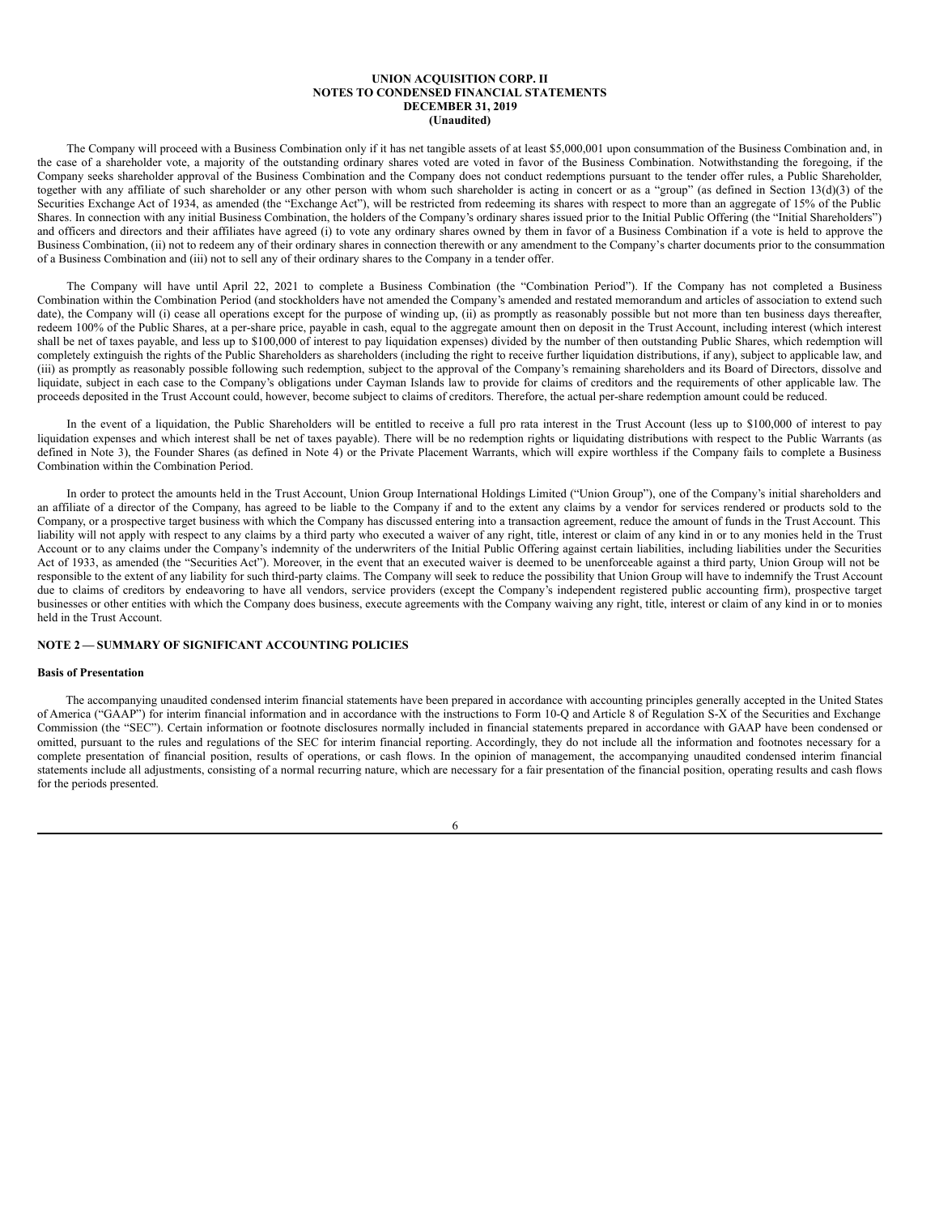The Company will proceed with a Business Combination only if it has net tangible assets of at least $5,000,001 upon consummation of the Business Combination and, in the case of a shareholder vote, a majority of the outstanding ordinary shares voted are voted in favor of the Business Combination. Notwithstanding the foregoing, if the Company seeks shareholder approval of the Business Combination and the Company does not conduct redemptions pursuant to the tender offer rules, a Public Shareholder, together with any affiliate of such shareholder or any other person with whom such shareholder is acting in concert or as a "group" (as defined in Section 13(d)(3) of the Securities Exchange Act of 1934, as amended (the "Exchange Act"), will be restricted from redeeming its shares with respect to more than an aggregate of 15% of the Public Shares. In connection with any initial Business Combination, the holders of the Company's ordinary shares issued prior to the Initial Public Offering (the "Initial Shareholders") and officers and directors and their affiliates have agreed (i) to vote any ordinary shares owned by them in favor of a Business Combination if a vote is held to approve the Business Combination, (ii) not to redeem any of their ordinary shares in connection therewith or any amendment to the Company's charter documents prior to the consummation of a Business Combination and (iii) not to sell any of their ordinary shares to the Company in a tender offer.

The Company will have until April 22, 2021 to complete a Business Combination (the "Combination Period"). If the Company has not completed a Business Combination within the Combination Period (and stockholders have not amended the Company's amended and restated memorandum and articles of association to extend such date), the Company will (i) cease all operations except for the purpose of winding up, (ii) as promptly as reasonably possible but not more than ten business days thereafter, redeem 100% of the Public Shares, at a per-share price, payable in cash, equal to the aggregate amount then on deposit in the Trust Account, including interest (which interest shall be net of taxes payable, and less up to $100,000 of interest to pay liquidation expenses) divided by the number of then outstanding Public Shares, which redemption will completely extinguish the rights of the Public Shareholders as shareholders (including the right to receive further liquidation distributions, if any), subject to applicable law, and (iii) as promptly as reasonably possible following such redemption, subject to the approval of the Company's remaining shareholders and its Board of Directors, dissolve and liquidate, subject in each case to the Company's obligations under Cayman Islands law to provide for claims of creditors and the requirements of other applicable law. The proceeds deposited in the Trust Account could, however, become subject to claims of creditors. Therefore, the actual per-share redemption amount could be reduced.

In the event of a liquidation, the Public Shareholders will be entitled to receive a full pro rata interest in the Trust Account (less up to $100,000 of interest to pay liquidation expenses and which interest shall be net of taxes payable). There will be no redemption rights or liquidating distributions with respect to the Public Warrants (as defined in Note 3), the Founder Shares (as defined in Note 4) or the Private Placement Warrants, which will expire worthless if the Company fails to complete a Business Combination within the Combination Period.

In order to protect the amounts held in the Trust Account, Union Group International Holdings Limited ("Union Group"), one of the Company's initial shareholders and an affiliate of a director of the Company, has agreed to be liable to the Company if and to the extent any claims by a vendor for services rendered or products sold to the Company, or a prospective target business with which the Company has discussed entering into a transaction agreement, reduce the amount of funds in the Trust Account. This liability will not apply with respect to any claims by a third party who executed a waiver of any right, title, interest or claim of any kind in or to any monies held in the Trust Account or to any claims under the Company's indemnity of the underwriters of the Initial Public Offering against certain liabilities, including liabilities under the Securities Act of 1933, as amended (the "Securities Act"). Moreover, in the event that an executed waiver is deemed to be unenforceable against a third party, Union Group will not be responsible to the extent of any liability for such third-party claims. The Company will seek to reduce the possibility that Union Group will have to indemnify the Trust Account due to claims of creditors by endeavoring to have all vendors, service providers (except the Company's independent registered public accounting firm), prospective target businesses or other entities with which the Company does business, execute agreements with the Company waiving any right, title, interest or claim of any kind in or to monies held in the Trust Account.

## NOTE 2 — SUMMARY OF SIGNIFICANT ACCOUNTING POLICIES

### Basis of Presentation

The accompanying unaudited condensed interim financial statements have been prepared in accordance with accounting principles generally accepted in the United States of America ("GAAP") for interim financial information and in accordance with the instructions to Form 10-Q and Article 8 of Regulation S-X of the Securities and Exchange Commission (the "SEC"). Certain information or footnote disclosures normally included in financial statements prepared in accordance with GAAP have been condensed or omitted, pursuant to the rules and regulations of the SEC for interim financial reporting. Accordingly, they do not include all the information and footnotes necessary for a complete presentation of financial position, results of operations, or cash flows. In the opinion of management, the accompanying unaudited condensed interim financial statements include all adjustments, consisting of a normal recurring nature, which are necessary for a fair presentation of the financial position, operating results and cash flows for the periods presented.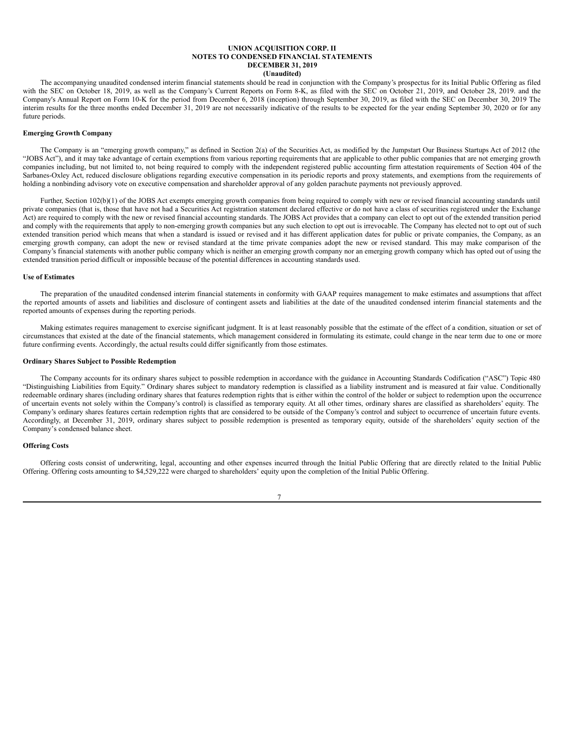**UNION ACQUISITION CORP. II**
**NOTES TO CONDENSED FINANCIAL STATEMENTS**
**DECEMBER 31, 2019**
**(Unaudited)**

The accompanying unaudited condensed interim financial statements should be read in conjunction with the Company's prospectus for its Initial Public Offering as filed with the SEC on October 18, 2019, as well as the Company's Current Reports on Form 8-K, as filed with the SEC on October 21, 2019, and October 28, 2019. and the Company's Annual Report on Form 10-K for the period from December 6, 2018 (inception) through September 30, 2019, as filed with the SEC on December 30, 2019 The interim results for the three months ended December 31, 2019 are not necessarily indicative of the results to be expected for the year ending September 30, 2020 or for any future periods.

**Emerging Growth Company**

The Company is an "emerging growth company," as defined in Section 2(a) of the Securities Act, as modified by the Jumpstart Our Business Startups Act of 2012 (the "JOBS Act"), and it may take advantage of certain exemptions from various reporting requirements that are applicable to other public companies that are not emerging growth companies including, but not limited to, not being required to comply with the independent registered public accounting firm attestation requirements of Section 404 of the Sarbanes-Oxley Act, reduced disclosure obligations regarding executive compensation in its periodic reports and proxy statements, and exemptions from the requirements of holding a nonbinding advisory vote on executive compensation and shareholder approval of any golden parachute payments not previously approved.

Further, Section 102(b)(1) of the JOBS Act exempts emerging growth companies from being required to comply with new or revised financial accounting standards until private companies (that is, those that have not had a Securities Act registration statement declared effective or do not have a class of securities registered under the Exchange Act) are required to comply with the new or revised financial accounting standards. The JOBS Act provides that a company can elect to opt out of the extended transition period and comply with the requirements that apply to non-emerging growth companies but any such election to opt out is irrevocable. The Company has elected not to opt out of such extended transition period which means that when a standard is issued or revised and it has different application dates for public or private companies, the Company, as an emerging growth company, can adopt the new or revised standard at the time private companies adopt the new or revised standard. This may make comparison of the Company's financial statements with another public company which is neither an emerging growth company nor an emerging growth company which has opted out of using the extended transition period difficult or impossible because of the potential differences in accounting standards used.

**Use of Estimates**

The preparation of the unaudited condensed interim financial statements in conformity with GAAP requires management to make estimates and assumptions that affect the reported amounts of assets and liabilities and disclosure of contingent assets and liabilities at the date of the unaudited condensed interim financial statements and the reported amounts of expenses during the reporting periods.

Making estimates requires management to exercise significant judgment. It is at least reasonably possible that the estimate of the effect of a condition, situation or set of circumstances that existed at the date of the financial statements, which management considered in formulating its estimate, could change in the near term due to one or more future confirming events. Accordingly, the actual results could differ significantly from those estimates.

**Ordinary Shares Subject to Possible Redemption**

The Company accounts for its ordinary shares subject to possible redemption in accordance with the guidance in Accounting Standards Codification ("ASC") Topic 480 "Distinguishing Liabilities from Equity." Ordinary shares subject to mandatory redemption is classified as a liability instrument and is measured at fair value. Conditionally redeemable ordinary shares (including ordinary shares that features redemption rights that is either within the control of the holder or subject to redemption upon the occurrence of uncertain events not solely within the Company's control) is classified as temporary equity. At all other times, ordinary shares are classified as shareholders' equity. The Company's ordinary shares features certain redemption rights that are considered to be outside of the Company's control and subject to occurrence of uncertain future events. Accordingly, at December 31, 2019, ordinary shares subject to possible redemption is presented as temporary equity, outside of the shareholders' equity section of the Company's condensed balance sheet.

**Offering Costs**

Offering costs consist of underwriting, legal, accounting and other expenses incurred through the Initial Public Offering that are directly related to the Initial Public Offering. Offering costs amounting to $4,529,222 were charged to shareholders' equity upon the completion of the Initial Public Offering.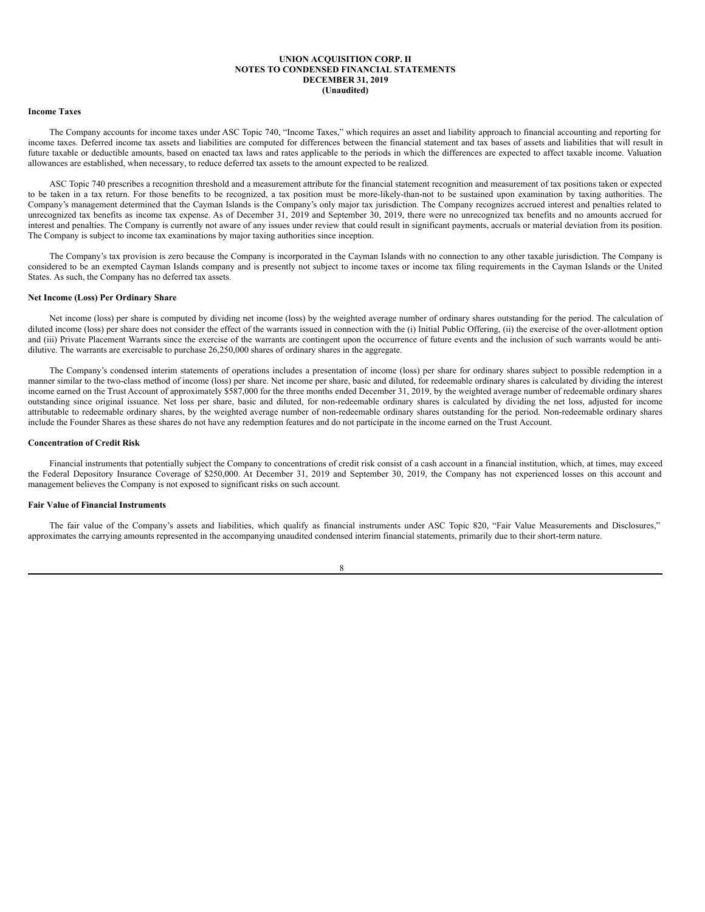**UNION ACQUISITION CORP. II**
**NOTES TO CONDENSED FINANCIAL STATEMENTS**
**DECEMBER 31, 2019**
**(Unaudited)**

**Income Taxes**

The Company accounts for income taxes under ASC Topic 740, "Income Taxes," which requires an asset and liability approach to financial accounting and reporting for income taxes. Deferred income tax assets and liabilities are computed for differences between the financial statement and tax bases of assets and liabilities that will result in future taxable or deductible amounts, based on enacted tax laws and rates applicable to the periods in which the differences are expected to affect taxable income. Valuation allowances are established, when necessary, to reduce deferred tax assets to the amount expected to be realized.

ASC Topic 740 prescribes a recognition threshold and a measurement attribute for the financial statement recognition and measurement of tax positions taken or expected to be taken in a tax return. For those benefits to be recognized, a tax position must be more-likely-than-not to be sustained upon examination by taxing authorities. The Company's management determined that the Cayman Islands is the Company's only major tax jurisdiction. The Company recognizes accrued interest and penalties related to unrecognized tax benefits as income tax expense. As of December 31, 2019 and September 30, 2019, there were no unrecognized tax benefits and no amounts accrued for interest and penalties. The Company is currently not aware of any issues under review that could result in significant payments, accruals or material deviation from its position. The Company is subject to income tax examinations by major taxing authorities since inception.

The Company's tax provision is zero because the Company is incorporated in the Cayman Islands with no connection to any other taxable jurisdiction. The Company is considered to be an exempted Cayman Islands company and is presently not subject to income taxes or income tax filing requirements in the Cayman Islands or the United States. As such, the Company has no deferred tax assets.

**Net Income (Loss) Per Ordinary Share**

Net income (loss) per share is computed by dividing net income (loss) by the weighted average number of ordinary shares outstanding for the period. The calculation of diluted income (loss) per share does not consider the effect of the warrants issued in connection with the (i) Initial Public Offering, (ii) the exercise of the over-allotment option and (iii) Private Placement Warrants since the exercise of the warrants are contingent upon the occurrence of future events and the inclusion of such warrants would be anti-dilutive. The warrants are exercisable to purchase 26,250,000 shares of ordinary shares in the aggregate.

The Company's condensed interim statements of operations includes a presentation of income (loss) per share for ordinary shares subject to possible redemption in a manner similar to the two-class method of income (loss) per share. Net income per share, basic and diluted, for redeemable ordinary shares is calculated by dividing the interest income earned on the Trust Account of approximately $587,000 for the three months ended December 31, 2019, by the weighted average number of redeemable ordinary shares outstanding since original issuance. Net loss per share, basic and diluted, for non-redeemable ordinary shares is calculated by dividing the net loss, adjusted for income attributable to redeemable ordinary shares, by the weighted average number of non-redeemable ordinary shares outstanding for the period. Non-redeemable ordinary shares include the Founder Shares as these shares do not have any redemption features and do not participate in the income earned on the Trust Account.

**Concentration of Credit Risk**

Financial instruments that potentially subject the Company to concentrations of credit risk consist of a cash account in a financial institution, which, at times, may exceed the Federal Depository Insurance Coverage of $250,000. At December 31, 2019 and September 30, 2019, the Company has not experienced losses on this account and management believes the Company is not exposed to significant risks on such account.

**Fair Value of Financial Instruments**

The fair value of the Company's assets and liabilities, which qualify as financial instruments under ASC Topic 820, "Fair Value Measurements and Disclosures," approximates the carrying amounts represented in the accompanying unaudited condensed interim financial statements, primarily due to their short-term nature.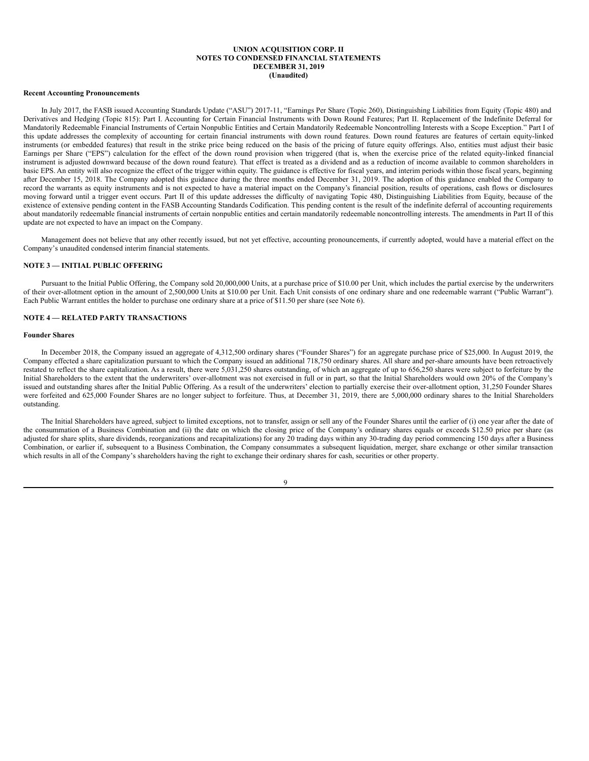**UNION ACQUISITION CORP. II**
**NOTES TO CONDENSED FINANCIAL STATEMENTS**
**DECEMBER 31, 2019**
**(Unaudited)**

**Recent Accounting Pronouncements**

In July 2017, the FASB issued Accounting Standards Update ("ASU") 2017-11, "Earnings Per Share (Topic 260), Distinguishing Liabilities from Equity (Topic 480) and Derivatives and Hedging (Topic 815): Part I. Accounting for Certain Financial Instruments with Down Round Features; Part II. Replacement of the Indefinite Deferral for Mandatorily Redeemable Financial Instruments of Certain Nonpublic Entities and Certain Mandatorily Redeemable Noncontrolling Interests with a Scope Exception." Part I of this update addresses the complexity of accounting for certain financial instruments with down round features. Down round features are features of certain equity-linked instruments (or embedded features) that result in the strike price being reduced on the basis of the pricing of future equity offerings. Also, entities must adjust their basic Earnings per Share ("EPS") calculation for the effect of the down round provision when triggered (that is, when the exercise price of the related equity-linked financial instrument is adjusted downward because of the down round feature). That effect is treated as a dividend and as a reduction of income available to common shareholders in basic EPS. An entity will also recognize the effect of the trigger within equity. The guidance is effective for fiscal years, and interim periods within those fiscal years, beginning after December 15, 2018. The Company adopted this guidance during the three months ended December 31, 2019. The adoption of this guidance enabled the Company to record the warrants as equity instruments and is not expected to have a material impact on the Company's financial position, results of operations, cash flows or disclosures moving forward until a trigger event occurs. Part II of this update addresses the difficulty of navigating Topic 480, Distinguishing Liabilities from Equity, because of the existence of extensive pending content in the FASB Accounting Standards Codification. This pending content is the result of the indefinite deferral of accounting requirements about mandatorily redeemable financial instruments of certain nonpublic entities and certain mandatorily redeemable noncontrolling interests. The amendments in Part II of this update are not expected to have an impact on the Company.

Management does not believe that any other recently issued, but not yet effective, accounting pronouncements, if currently adopted, would have a material effect on the Company's unaudited condensed interim financial statements.

## NOTE 3 — INITIAL PUBLIC OFFERING

Pursuant to the Initial Public Offering, the Company sold 20,000,000 Units, at a purchase price of $10.00 per Unit, which includes the partial exercise by the underwriters of their over-allotment option in the amount of 2,500,000 Units at $10.00 per Unit. Each Unit consists of one ordinary share and one redeemable warrant ("Public Warrant"). Each Public Warrant entitles the holder to purchase one ordinary share at a price of $11.50 per share (see Note 6).

## NOTE 4 — RELATED PARTY TRANSACTIONS

**Founder Shares**

In December 2018, the Company issued an aggregate of 4,312,500 ordinary shares ("Founder Shares") for an aggregate purchase price of $25,000. In August 2019, the Company effected a share capitalization pursuant to which the Company issued an additional 718,750 ordinary shares. All share and per-share amounts have been retroactively restated to reflect the share capitalization. As a result, there were 5,031,250 shares outstanding, of which an aggregate of up to 656,250 shares were subject to forfeiture by the Initial Shareholders to the extent that the underwriters' over-allotment was not exercised in full or in part, so that the Initial Shareholders would own 20% of the Company's issued and outstanding shares after the Initial Public Offering. As a result of the underwriters' election to partially exercise their over-allotment option, 31,250 Founder Shares were forfeited and 625,000 Founder Shares are no longer subject to forfeiture. Thus, at December 31, 2019, there are 5,000,000 ordinary shares to the Initial Shareholders outstanding.

The Initial Shareholders have agreed, subject to limited exceptions, not to transfer, assign or sell any of the Founder Shares until the earlier of (i) one year after the date of the consummation of a Business Combination and (ii) the date on which the closing price of the Company's ordinary shares equals or exceeds $12.50 price per share (as adjusted for share splits, share dividends, reorganizations and recapitalizations) for any 20 trading days within any 30-trading day period commencing 150 days after a Business Combination, or earlier if, subsequent to a Business Combination, the Company consummates a subsequent liquidation, merger, share exchange or other similar transaction which results in all of the Company's shareholders having the right to exchange their ordinary shares for cash, securities or other property.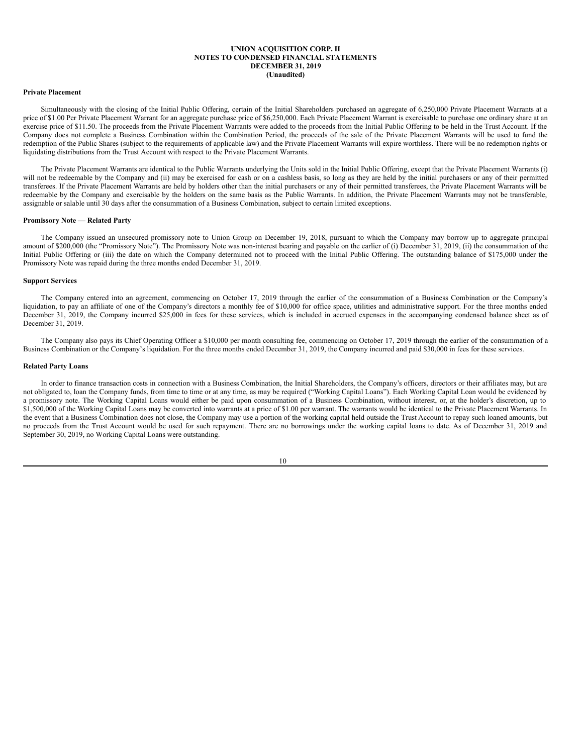**Private Placement**

Simultaneously with the closing of the Initial Public Offering, certain of the Initial Shareholders purchased an aggregate of 6,250,000 Private Placement Warrants at a price of $1.00 Per Private Placement Warrant for an aggregate purchase price of $6,250,000. Each Private Placement Warrant is exercisable to purchase one ordinary share at an exercise price of $11.50. The proceeds from the Private Placement Warrants were added to the proceeds from the Initial Public Offering to be held in the Trust Account. If the Company does not complete a Business Combination within the Combination Period, the proceeds of the sale of the Private Placement Warrants will be used to fund the redemption of the Public Shares (subject to the requirements of applicable law) and the Private Placement Warrants will expire worthless. There will be no redemption rights or liquidating distributions from the Trust Account with respect to the Private Placement Warrants.

The Private Placement Warrants are identical to the Public Warrants underlying the Units sold in the Initial Public Offering, except that the Private Placement Warrants (i) will not be redeemable by the Company and (ii) may be exercised for cash or on a cashless basis, so long as they are held by the initial purchasers or any of their permitted transferees. If the Private Placement Warrants are held by holders other than the initial purchasers or any of their permitted transferees, the Private Placement Warrants will be redeemable by the Company and exercisable by the holders on the same basis as the Public Warrants. In addition, the Private Placement Warrants may not be transferable, assignable or salable until 30 days after the consummation of a Business Combination, subject to certain limited exceptions.

**Promissory Note — Related Party**

The Company issued an unsecured promissory note to Union Group on December 19, 2018, pursuant to which the Company may borrow up to aggregate principal amount of $200,000 (the "Promissory Note"). The Promissory Note was non-interest bearing and payable on the earlier of (i) December 31, 2019, (ii) the consummation of the Initial Public Offering or (iii) the date on which the Company determined not to proceed with the Initial Public Offering. The outstanding balance of $175,000 under the Promissory Note was repaid during the three months ended December 31, 2019.

**Support Services**

The Company entered into an agreement, commencing on October 17, 2019 through the earlier of the consummation of a Business Combination or the Company's liquidation, to pay an affiliate of one of the Company's directors a monthly fee of $10,000 for office space, utilities and administrative support. For the three months ended December 31, 2019, the Company incurred $25,000 in fees for these services, which is included in accrued expenses in the accompanying condensed balance sheet as of December 31, 2019.

The Company also pays its Chief Operating Officer a $10,000 per month consulting fee, commencing on October 17, 2019 through the earlier of the consummation of a Business Combination or the Company's liquidation. For the three months ended December 31, 2019, the Company incurred and paid $30,000 in fees for these services.

**Related Party Loans**

In order to finance transaction costs in connection with a Business Combination, the Initial Shareholders, the Company's officers, directors or their affiliates may, but are not obligated to, loan the Company funds, from time to time or at any time, as may be required ("Working Capital Loans"). Each Working Capital Loan would be evidenced by a promissory note. The Working Capital Loans would either be paid upon consummation of a Business Combination, without interest, or, at the holder's discretion, up to $1,500,000 of the Working Capital Loans may be converted into warrants at a price of $1.00 per warrant. The warrants would be identical to the Private Placement Warrants. In the event that a Business Combination does not close, the Company may use a portion of the working capital held outside the Trust Account to repay such loaned amounts, but no proceeds from the Trust Account would be used for such repayment. There are no borrowings under the working capital loans to date. As of December 31, 2019 and September 30, 2019, no Working Capital Loans were outstanding.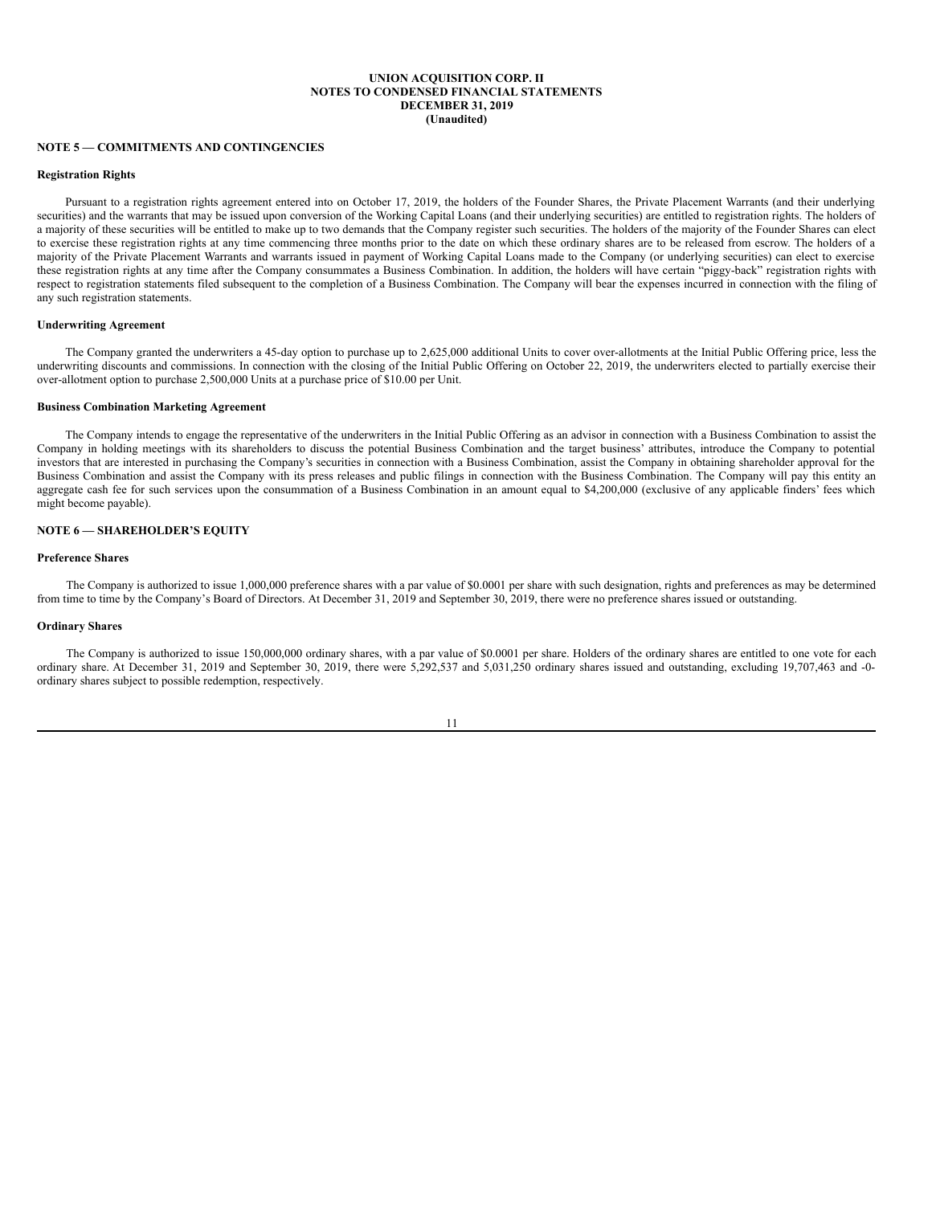# UNION ACQUISITION CORP. II
## NOTES TO CONDENSED FINANCIAL STATEMENTS
## DECEMBER 31, 2019
## (Unaudited)

### NOTE 5 — COMMITMENTS AND CONTINGENCIES

#### Registration Rights

Pursuant to a registration rights agreement entered into on October 17, 2019, the holders of the Founder Shares, the Private Placement Warrants (and their underlying securities) and the warrants that may be issued upon conversion of the Working Capital Loans (and their underlying securities) are entitled to registration rights. The holders of a majority of these securities will be entitled to make up to two demands that the Company register such securities. The holders of the majority of the Founder Shares can elect to exercise these registration rights at any time commencing three months prior to the date on which these ordinary shares are to be released from escrow. The holders of a majority of the Private Placement Warrants and warrants issued in payment of Working Capital Loans made to the Company (or underlying securities) can elect to exercise these registration rights at any time after the Company consummates a Business Combination. In addition, the holders will have certain "piggy-back" registration rights with respect to registration statements filed subsequent to the completion of a Business Combination. The Company will bear the expenses incurred in connection with the filing of any such registration statements.

#### Underwriting Agreement

The Company granted the underwriters a 45-day option to purchase up to 2,625,000 additional Units to cover over-allotments at the Initial Public Offering price, less the underwriting discounts and commissions. In connection with the closing of the Initial Public Offering on October 22, 2019, the underwriters elected to partially exercise their over-allotment option to purchase 2,500,000 Units at a purchase price of $10.00 per Unit.

#### Business Combination Marketing Agreement

The Company intends to engage the representative of the underwriters in the Initial Public Offering as an advisor in connection with a Business Combination to assist the Company in holding meetings with its shareholders to discuss the potential Business Combination and the target business' attributes, introduce the Company to potential investors that are interested in purchasing the Company's securities in connection with a Business Combination, assist the Company in obtaining shareholder approval for the Business Combination and assist the Company with its press releases and public filings in connection with the Business Combination. The Company will pay this entity an aggregate cash fee for such services upon the consummation of a Business Combination in an amount equal to $4,200,000 (exclusive of any applicable finders' fees which might become payable).

### NOTE 6 — SHAREHOLDER'S EQUITY

#### Preference Shares

The Company is authorized to issue 1,000,000 preference shares with a par value of $0.0001 per share with such designation, rights and preferences as may be determined from time to time by the Company's Board of Directors. At December 31, 2019 and September 30, 2019, there were no preference shares issued or outstanding.

#### Ordinary Shares

The Company is authorized to issue 150,000,000 ordinary shares, with a par value of $0.0001 per share. Holders of the ordinary shares are entitled to one vote for each ordinary share. At December 31, 2019 and September 30, 2019, there were 5,292,537 and 5,031,250 ordinary shares issued and outstanding, excluding 19,707,463 and -0- ordinary shares subject to possible redemption, respectively.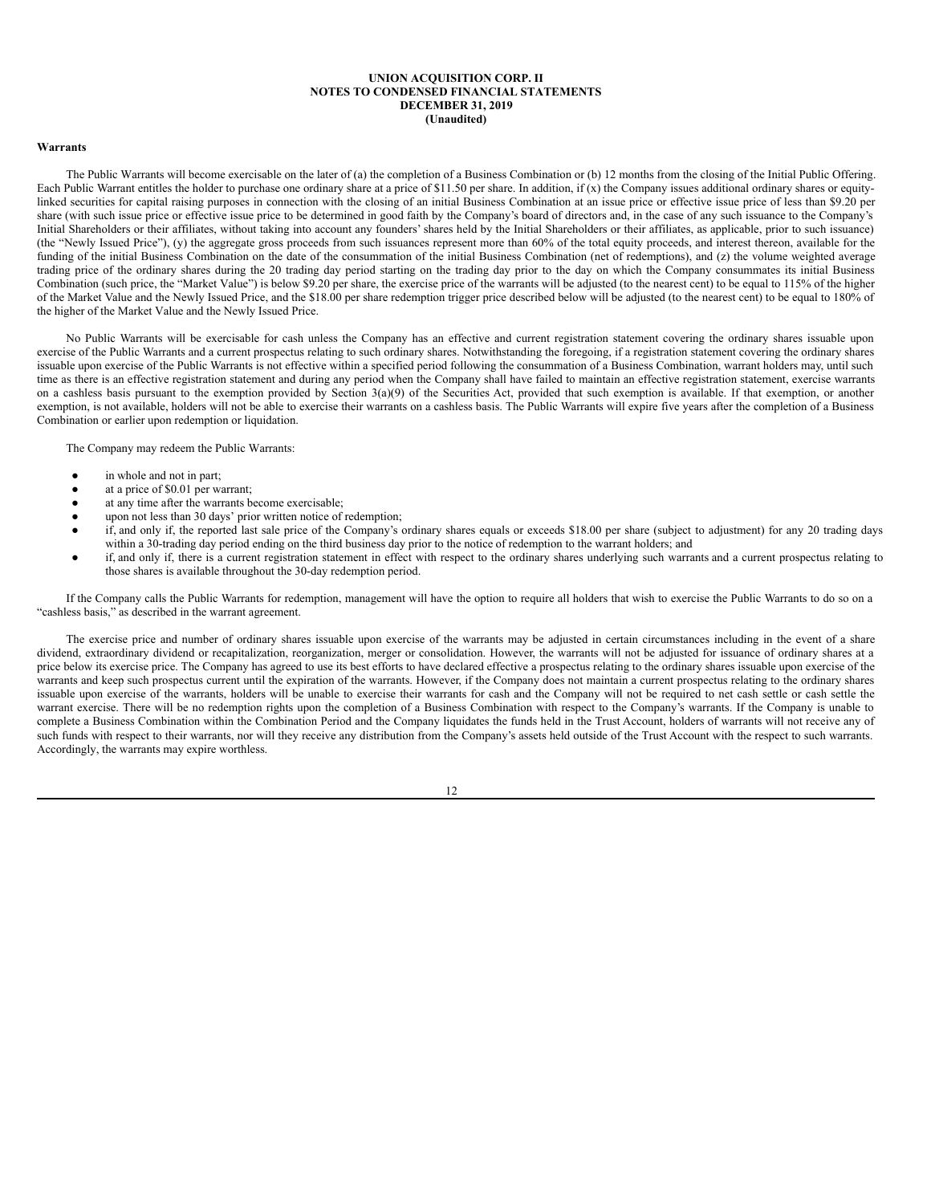#### Warrants

The Public Warrants will become exercisable on the later of (a) the completion of a Business Combination or (b) 12 months from the closing of the Initial Public Offering. Each Public Warrant entitles the holder to purchase one ordinary share at a price of $11.50 per share. In addition, if (x) the Company issues additional ordinary shares or equity-linked securities for capital raising purposes in connection with the closing of an initial Business Combination at an issue price or effective issue price of less than $9.20 per share (with such issue price or effective issue price to be determined in good faith by the Company's board of directors and, in the case of any such issuance to the Company's Initial Shareholders or their affiliates, without taking into account any founders' shares held by the Initial Shareholders or their affiliates, as applicable, prior to such issuance) (the "Newly Issued Price"), (y) the aggregate gross proceeds from such issuances represent more than 60% of the total equity proceeds, and interest thereon, available for the funding of the initial Business Combination on the date of the consummation of the initial Business Combination (net of redemptions), and (z) the volume weighted average trading price of the ordinary shares during the 20 trading day period starting on the trading day prior to the day on which the Company consummates its initial Business Combination (such price, the "Market Value") is below $9.20 per share, the exercise price of the warrants will be adjusted (to the nearest cent) to be equal to 115% of the higher of the Market Value and the Newly Issued Price, and the $18.00 per share redemption trigger price described below will be adjusted (to the nearest cent) to be equal to 180% of the higher of the Market Value and the Newly Issued Price.

No Public Warrants will be exercisable for cash unless the Company has an effective and current registration statement covering the ordinary shares issuable upon exercise of the Public Warrants and a current prospectus relating to such ordinary shares. Notwithstanding the foregoing, if a registration statement covering the ordinary shares issuable upon exercise of the Public Warrants is not effective within a specified period following the consummation of a Business Combination, warrant holders may, until such time as there is an effective registration statement and during any period when the Company shall have failed to maintain an effective registration statement, exercise warrants on a cashless basis pursuant to the exemption provided by Section 3(a)(9) of the Securities Act, provided that such exemption is available. If that exemption, or another exemption, is not available, holders will not be able to exercise their warrants on a cashless basis. The Public Warrants will expire five years after the completion of a Business Combination or earlier upon redemption or liquidation.

The Company may redeem the Public Warrants:

- in whole and not in part;
- at a price of $0.01 per warrant;
- at any time after the warrants become exercisable;
- upon not less than 30 days' prior written notice of redemption;
- if, and only if, the reported last sale price of the Company's ordinary shares equals or exceeds $18.00 per share (subject to adjustment) for any 20 trading days within a 30-trading day period ending on the third business day prior to the notice of redemption to the warrant holders; and
- if, and only if, there is a current registration statement in effect with respect to the ordinary shares underlying such warrants and a current prospectus relating to those shares is available throughout the 30-day redemption period.

If the Company calls the Public Warrants for redemption, management will have the option to require all holders that wish to exercise the Public Warrants to do so on a "cashless basis," as described in the warrant agreement.

The exercise price and number of ordinary shares issuable upon exercise of the warrants may be adjusted in certain circumstances including in the event of a share dividend, extraordinary dividend or recapitalization, reorganization, merger or consolidation. However, the warrants will not be adjusted for issuance of ordinary shares at a price below its exercise price. The Company has agreed to use its best efforts to have declared effective a prospectus relating to the ordinary shares issuable upon exercise of the warrants and keep such prospectus current until the expiration of the warrants. However, if the Company does not maintain a current prospectus relating to the ordinary shares issuable upon exercise of the warrants, holders will be unable to exercise their warrants for cash and the Company will not be required to net cash settle or cash settle the warrant exercise. There will be no redemption rights upon the completion of a Business Combination with respect to the Company's warrants. If the Company is unable to complete a Business Combination within the Combination Period and the Company liquidates the funds held in the Trust Account, holders of warrants will not receive any of such funds with respect to their warrants, nor will they receive any distribution from the Company's assets held outside of the Trust Account with the respect to such warrants. Accordingly, the warrants may expire worthless.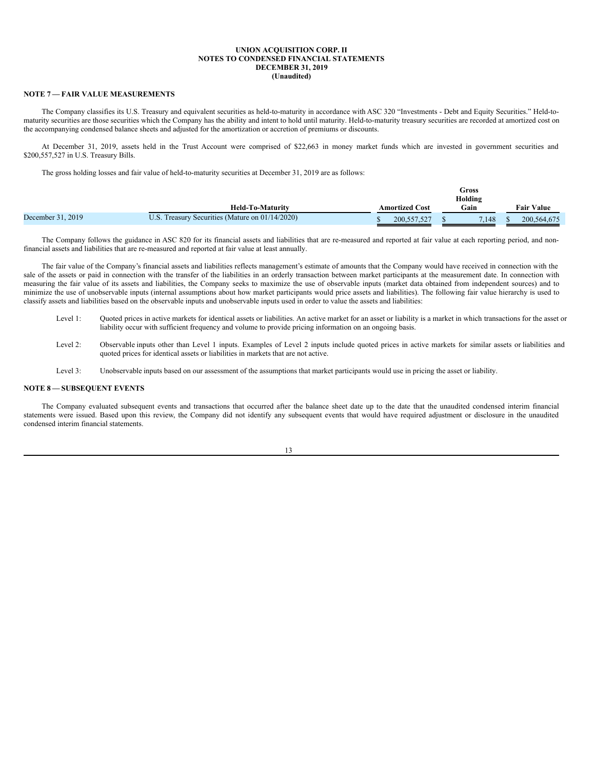UNION ACQUISITION CORP. II
NOTES TO CONDENSED FINANCIAL STATEMENTS
DECEMBER 31, 2019
(Unaudited)

**NOTE 7 — FAIR VALUE MEASUREMENTS**

The Company classifies its U.S. Treasury and equivalent securities as held-to-maturity in accordance with ASC 320 "Investments - Debt and Equity Securities." Held-to-maturity securities are those securities which the Company has the ability and intent to hold until maturity. Held-to-maturity treasury securities are recorded at amortized cost on the accompanying condensed balance sheets and adjusted for the amortization or accretion of premiums or discounts.

At December 31, 2019, assets held in the Trust Account were comprised of $22,663 in money market funds which are invested in government securities and $200,557,527 in U.S. Treasury Bills.

The gross holding losses and fair value of held-to-maturity securities at December 31, 2019 are as follows:

| | Held-To-Maturity | Amortized Cost | Gross Holding Gain | Fair Value |
|---|---|---|---|---|
| December 31, 2019 | U.S. Treasury Securities (Mature on 01/14/2020) | $ 200,557,527 | $ 7,148 | $ 200,564,675 |

The Company follows the guidance in ASC 820 for its financial assets and liabilities that are re-measured and reported at fair value at each reporting period, and non-financial assets and liabilities that are re-measured and reported at fair value at least annually.

The fair value of the Company's financial assets and liabilities reflects management's estimate of amounts that the Company would have received in connection with the sale of the assets or paid in connection with the transfer of the liabilities in an orderly transaction between market participants at the measurement date. In connection with measuring the fair value of its assets and liabilities, the Company seeks to maximize the use of observable inputs (market data obtained from independent sources) and to minimize the use of unobservable inputs (internal assumptions about how market participants would price assets and liabilities). The following fair value hierarchy is used to classify assets and liabilities based on the observable inputs and unobservable inputs used in order to value the assets and liabilities:

Level 1: Quoted prices in active markets for identical assets or liabilities. An active market for an asset or liability is a market in which transactions for the asset or liability occur with sufficient frequency and volume to provide pricing information on an ongoing basis.

Level 2: Observable inputs other than Level 1 inputs. Examples of Level 2 inputs include quoted prices in active markets for similar assets or liabilities and quoted prices for identical assets or liabilities in markets that are not active.

Level 3: Unobservable inputs based on our assessment of the assumptions that market participants would use in pricing the asset or liability.

**NOTE 8 — SUBSEQUENT EVENTS**

The Company evaluated subsequent events and transactions that occurred after the balance sheet date up to the date that the unaudited condensed interim financial statements were issued. Based upon this review, the Company did not identify any subsequent events that would have required adjustment or disclosure in the unaudited condensed interim financial statements.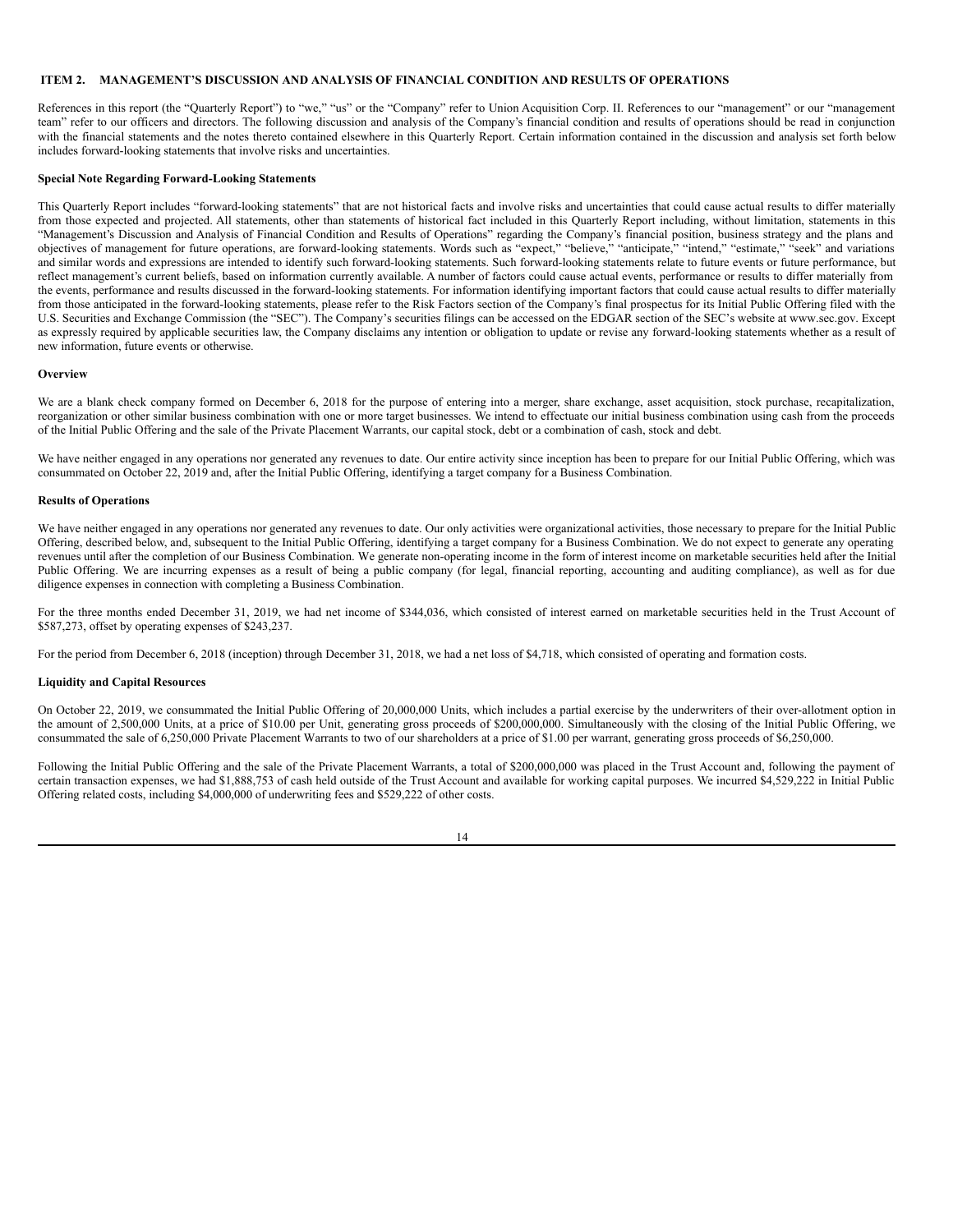## ITEM 2. MANAGEMENT'S DISCUSSION AND ANALYSIS OF FINANCIAL CONDITION AND RESULTS OF OPERATIONS

References in this report (the "Quarterly Report") to "we," "us" or the "Company" refer to Union Acquisition Corp. II. References to our "management" or our "management team" refer to our officers and directors. The following discussion and analysis of the Company's financial condition and results of operations should be read in conjunction with the financial statements and the notes thereto contained elsewhere in this Quarterly Report. Certain information contained in the discussion and analysis set forth below includes forward-looking statements that involve risks and uncertainties.

**Special Note Regarding Forward-Looking Statements**

This Quarterly Report includes "forward-looking statements" that are not historical facts and involve risks and uncertainties that could cause actual results to differ materially from those expected and projected. All statements, other than statements of historical fact included in this Quarterly Report including, without limitation, statements in this "Management's Discussion and Analysis of Financial Condition and Results of Operations" regarding the Company's financial position, business strategy and the plans and objectives of management for future operations, are forward-looking statements. Words such as "expect," "believe," "anticipate," "intend," "estimate," "seek" and variations and similar words and expressions are intended to identify such forward-looking statements. Such forward-looking statements relate to future events or future performance, but reflect management's current beliefs, based on information currently available. A number of factors could cause actual events, performance or results to differ materially from the events, performance and results discussed in the forward-looking statements. For information identifying important factors that could cause actual results to differ materially from those anticipated in the forward-looking statements, please refer to the Risk Factors section of the Company's final prospectus for its Initial Public Offering filed with the U.S. Securities and Exchange Commission (the "SEC"). The Company's securities filings can be accessed on the EDGAR section of the SEC's website at www.sec.gov. Except as expressly required by applicable securities law, the Company disclaims any intention or obligation to update or revise any forward-looking statements whether as a result of new information, future events or otherwise.

**Overview**

We are a blank check company formed on December 6, 2018 for the purpose of entering into a merger, share exchange, asset acquisition, stock purchase, recapitalization, reorganization or other similar business combination with one or more target businesses. We intend to effectuate our initial business combination using cash from the proceeds of the Initial Public Offering and the sale of the Private Placement Warrants, our capital stock, debt or a combination of cash, stock and debt.

We have neither engaged in any operations nor generated any revenues to date. Our entire activity since inception has been to prepare for our Initial Public Offering, which was consummated on October 22, 2019 and, after the Initial Public Offering, identifying a target company for a Business Combination.

**Results of Operations**

We have neither engaged in any operations nor generated any revenues to date. Our only activities were organizational activities, those necessary to prepare for the Initial Public Offering, described below, and, subsequent to the Initial Public Offering, identifying a target company for a Business Combination. We do not expect to generate any operating revenues until after the completion of our Business Combination. We generate non-operating income in the form of interest income on marketable securities held after the Initial Public Offering. We are incurring expenses as a result of being a public company (for legal, financial reporting, accounting and auditing compliance), as well as for due diligence expenses in connection with completing a Business Combination.

For the three months ended December 31, 2019, we had net income of $344,036, which consisted of interest earned on marketable securities held in the Trust Account of $587,273, offset by operating expenses of $243,237.

For the period from December 6, 2018 (inception) through December 31, 2018, we had a net loss of $4,718, which consisted of operating and formation costs.

**Liquidity and Capital Resources**

On October 22, 2019, we consummated the Initial Public Offering of 20,000,000 Units, which includes a partial exercise by the underwriters of their over-allotment option in the amount of 2,500,000 Units, at a price of $10.00 per Unit, generating gross proceeds of $200,000,000. Simultaneously with the closing of the Initial Public Offering, we consummated the sale of 6,250,000 Private Placement Warrants to two of our shareholders at a price of $1.00 per warrant, generating gross proceeds of $6,250,000.

Following the Initial Public Offering and the sale of the Private Placement Warrants, a total of $200,000,000 was placed in the Trust Account and, following the payment of certain transaction expenses, we had $1,888,753 of cash held outside of the Trust Account and available for working capital purposes. We incurred $4,529,222 in Initial Public Offering related costs, including $4,000,000 of underwriting fees and $529,222 of other costs.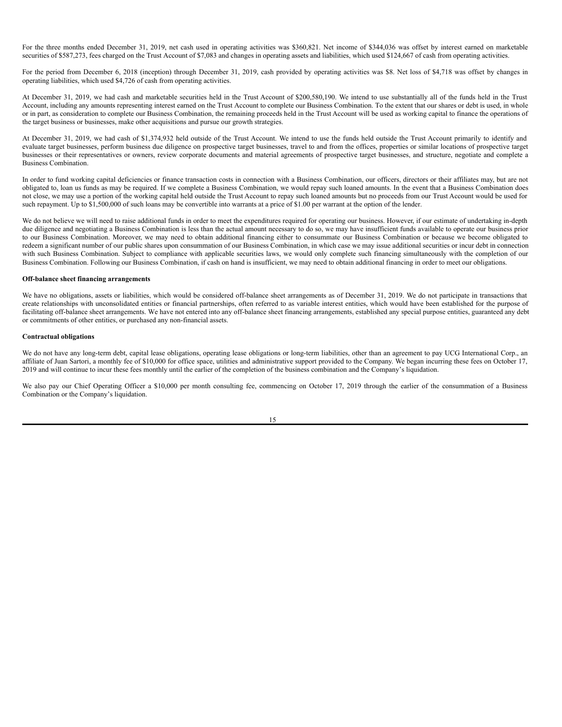For the three months ended December 31, 2019, net cash used in operating activities was $360,821. Net income of $344,036 was offset by interest earned on marketable securities of $587,273, fees charged on the Trust Account of $7,083 and changes in operating assets and liabilities, which used $124,667 of cash from operating activities.

For the period from December 6, 2018 (inception) through December 31, 2019, cash provided by operating activities was $8. Net loss of $4,718 was offset by changes in operating liabilities, which used $4,726 of cash from operating activities.

At December 31, 2019, we had cash and marketable securities held in the Trust Account of $200,580,190. We intend to use substantially all of the funds held in the Trust Account, including any amounts representing interest earned on the Trust Account to complete our Business Combination. To the extent that our shares or debt is used, in whole or in part, as consideration to complete our Business Combination, the remaining proceeds held in the Trust Account will be used as working capital to finance the operations of the target business or businesses, make other acquisitions and pursue our growth strategies.

At December 31, 2019, we had cash of $1,374,932 held outside of the Trust Account. We intend to use the funds held outside the Trust Account primarily to identify and evaluate target businesses, perform business due diligence on prospective target businesses, travel to and from the offices, properties or similar locations of prospective target businesses or their representatives or owners, review corporate documents and material agreements of prospective target businesses, and structure, negotiate and complete a Business Combination.

In order to fund working capital deficiencies or finance transaction costs in connection with a Business Combination, our officers, directors or their affiliates may, but are not obligated to, loan us funds as may be required. If we complete a Business Combination, we would repay such loaned amounts. In the event that a Business Combination does not close, we may use a portion of the working capital held outside the Trust Account to repay such loaned amounts but no proceeds from our Trust Account would be used for such repayment. Up to $1,500,000 of such loans may be convertible into warrants at a price of $1.00 per warrant at the option of the lender.

We do not believe we will need to raise additional funds in order to meet the expenditures required for operating our business. However, if our estimate of undertaking in-depth due diligence and negotiating a Business Combination is less than the actual amount necessary to do so, we may have insufficient funds available to operate our business prior to our Business Combination. Moreover, we may need to obtain additional financing either to consummate our Business Combination or because we become obligated to redeem a significant number of our public shares upon consummation of our Business Combination, in which case we may issue additional securities or incur debt in connection with such Business Combination. Subject to compliance with applicable securities laws, we would only complete such financing simultaneously with the completion of our Business Combination. Following our Business Combination, if cash on hand is insufficient, we may need to obtain additional financing in order to meet our obligations.

**Off-balance sheet financing arrangements**

We have no obligations, assets or liabilities, which would be considered off-balance sheet arrangements as of December 31, 2019. We do not participate in transactions that create relationships with unconsolidated entities or financial partnerships, often referred to as variable interest entities, which would have been established for the purpose of facilitating off-balance sheet arrangements. We have not entered into any off-balance sheet financing arrangements, established any special purpose entities, guaranteed any debt or commitments of other entities, or purchased any non-financial assets.

**Contractual obligations**

We do not have any long-term debt, capital lease obligations, operating lease obligations or long-term liabilities, other than an agreement to pay UCG International Corp., an affiliate of Juan Sartori, a monthly fee of $10,000 for office space, utilities and administrative support provided to the Company. We began incurring these fees on October 17, 2019 and will continue to incur these fees monthly until the earlier of the completion of the business combination and the Company's liquidation.

We also pay our Chief Operating Officer a $10,000 per month consulting fee, commencing on October 17, 2019 through the earlier of the consummation of a Business Combination or the Company's liquidation.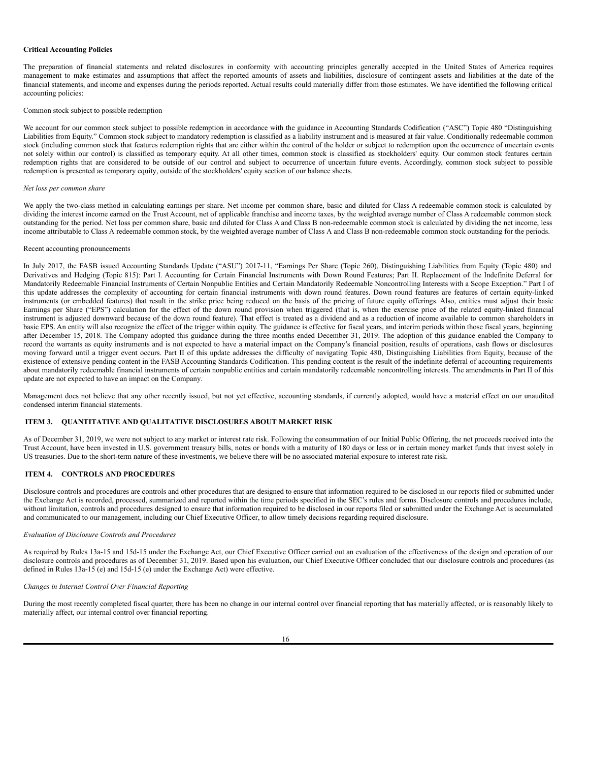**Critical Accounting Policies**

The preparation of financial statements and related disclosures in conformity with accounting principles generally accepted in the United States of America requires management to make estimates and assumptions that affect the reported amounts of assets and liabilities, disclosure of contingent assets and liabilities at the date of the financial statements, and income and expenses during the periods reported. Actual results could materially differ from those estimates. We have identified the following critical accounting policies:

Common stock subject to possible redemption

We account for our common stock subject to possible redemption in accordance with the guidance in Accounting Standards Codification ("ASC") Topic 480 "Distinguishing Liabilities from Equity." Common stock subject to mandatory redemption is classified as a liability instrument and is measured at fair value. Conditionally redeemable common stock (including common stock that features redemption rights that are either within the control of the holder or subject to redemption upon the occurrence of uncertain events not solely within our control) is classified as temporary equity. At all other times, common stock is classified as stockholders' equity. Our common stock features certain redemption rights that are considered to be outside of our control and subject to occurrence of uncertain future events. Accordingly, common stock subject to possible redemption is presented as temporary equity, outside of the stockholders' equity section of our balance sheets.

*Net loss per common share*

We apply the two-class method in calculating earnings per share. Net income per common share, basic and diluted for Class A redeemable common stock is calculated by dividing the interest income earned on the Trust Account, net of applicable franchise and income taxes, by the weighted average number of Class A redeemable common stock outstanding for the period. Net loss per common share, basic and diluted for Class A and Class B non-redeemable common stock is calculated by dividing the net income, less income attributable to Class A redeemable common stock, by the weighted average number of Class A and Class B non-redeemable common stock outstanding for the periods.

Recent accounting pronouncements

In July 2017, the FASB issued Accounting Standards Update ("ASU") 2017-11, "Earnings Per Share (Topic 260), Distinguishing Liabilities from Equity (Topic 480) and Derivatives and Hedging (Topic 815): Part I. Accounting for Certain Financial Instruments with Down Round Features; Part II. Replacement of the Indefinite Deferral for Mandatorily Redeemable Financial Instruments of Certain Nonpublic Entities and Certain Mandatorily Redeemable Noncontrolling Interests with a Scope Exception." Part I of this update addresses the complexity of accounting for certain financial instruments with down round features. Down round features are features of certain equity-linked instruments (or embedded features) that result in the strike price being reduced on the basis of the pricing of future equity offerings. Also, entities must adjust their basic Earnings per Share ("EPS") calculation for the effect of the down round provision when triggered (that is, when the exercise price of the related equity-linked financial instrument is adjusted downward because of the down round feature). That effect is treated as a dividend and as a reduction of income available to common shareholders in basic EPS. An entity will also recognize the effect of the trigger within equity. The guidance is effective for fiscal years, and interim periods within those fiscal years, beginning after December 15, 2018. The Company adopted this guidance during the three months ended December 31, 2019. The adoption of this guidance enabled the Company to record the warrants as equity instruments and is not expected to have a material impact on the Company's financial position, results of operations, cash flows or disclosures moving forward until a trigger event occurs. Part II of this update addresses the difficulty of navigating Topic 480, Distinguishing Liabilities from Equity, because of the existence of extensive pending content in the FASB Accounting Standards Codification. This pending content is the result of the indefinite deferral of accounting requirements about mandatorily redeemable financial instruments of certain nonpublic entities and certain mandatorily redeemable noncontrolling interests. The amendments in Part II of this update are not expected to have an impact on the Company.

Management does not believe that any other recently issued, but not yet effective, accounting standards, if currently adopted, would have a material effect on our unaudited condensed interim financial statements.

## ITEM 3. QUANTITATIVE AND QUALITATIVE DISCLOSURES ABOUT MARKET RISK

As of December 31, 2019, we were not subject to any market or interest rate risk. Following the consummation of our Initial Public Offering, the net proceeds received into the Trust Account, have been invested in U.S. government treasury bills, notes or bonds with a maturity of 180 days or less or in certain money market funds that invest solely in US treasuries. Due to the short-term nature of these investments, we believe there will be no associated material exposure to interest rate risk.

## ITEM 4. CONTROLS AND PROCEDURES

Disclosure controls and procedures are controls and other procedures that are designed to ensure that information required to be disclosed in our reports filed or submitted under the Exchange Act is recorded, processed, summarized and reported within the time periods specified in the SEC's rules and forms. Disclosure controls and procedures include, without limitation, controls and procedures designed to ensure that information required to be disclosed in our reports filed or submitted under the Exchange Act is accumulated and communicated to our management, including our Chief Executive Officer, to allow timely decisions regarding required disclosure.

*Evaluation of Disclosure Controls and Procedures*

As required by Rules 13a-15 and 15d-15 under the Exchange Act, our Chief Executive Officer carried out an evaluation of the effectiveness of the design and operation of our disclosure controls and procedures as of December 31, 2019. Based upon his evaluation, our Chief Executive Officer concluded that our disclosure controls and procedures (as defined in Rules 13a-15 (e) and 15d-15 (e) under the Exchange Act) were effective.

*Changes in Internal Control Over Financial Reporting*

During the most recently completed fiscal quarter, there has been no change in our internal control over financial reporting that has materially affected, or is reasonably likely to materially affect, our internal control over financial reporting.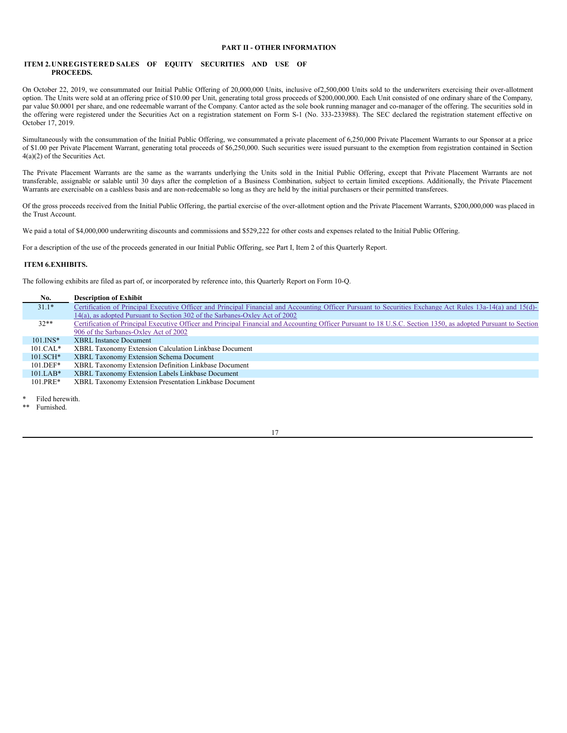## PART II - OTHER INFORMATION

### ITEM 2. UNREGISTERED SALES OF EQUITY SECURITIES AND USE OF PROCEEDS.

On October 22, 2019, we consummated our Initial Public Offering of 20,000,000 Units, inclusive of2,500,000 Units sold to the underwriters exercising their over-allotment option. The Units were sold at an offering price of $10.00 per Unit, generating total gross proceeds of $200,000,000. Each Unit consisted of one ordinary share of the Company, par value $0.0001 per share, and one redeemable warrant of the Company. Cantor acted as the sole book running manager and co-manager of the offering. The securities sold in the offering were registered under the Securities Act on a registration statement on Form S-1 (No. 333-233988). The SEC declared the registration statement effective on October 17, 2019.

Simultaneously with the consummation of the Initial Public Offering, we consummated a private placement of 6,250,000 Private Placement Warrants to our Sponsor at a price of $1.00 per Private Placement Warrant, generating total proceeds of $6,250,000. Such securities were issued pursuant to the exemption from registration contained in Section 4(a)(2) of the Securities Act.

The Private Placement Warrants are the same as the warrants underlying the Units sold in the Initial Public Offering, except that Private Placement Warrants are not transferable, assignable or salable until 30 days after the completion of a Business Combination, subject to certain limited exceptions. Additionally, the Private Placement Warrants are exercisable on a cashless basis and are non-redeemable so long as they are held by the initial purchasers or their permitted transferees.

Of the gross proceeds received from the Initial Public Offering, the partial exercise of the over-allotment option and the Private Placement Warrants, $200,000,000 was placed in the Trust Account.

We paid a total of $4,000,000 underwriting discounts and commissions and $529,222 for other costs and expenses related to the Initial Public Offering.

For a description of the use of the proceeds generated in our Initial Public Offering, see Part I, Item 2 of this Quarterly Report.

### ITEM 6. EXHIBITS.

The following exhibits are filed as part of, or incorporated by reference into, this Quarterly Report on Form 10-Q.

| No. | Description of Exhibit |
|---|---|
| 31.1* | Certification of Principal Executive Officer and Principal Financial and Accounting Officer Pursuant to Securities Exchange Act Rules 13a-14(a) and 15(d)-14(a), as adopted Pursuant to Section 302 of the Sarbanes-Oxley Act of 2002 |
| 32** | Certification of Principal Executive Officer and Principal Financial and Accounting Officer Pursuant to 18 U.S.C. Section 1350, as adopted Pursuant to Section 906 of the Sarbanes-Oxley Act of 2002 |
| 101.INS* | XBRL Instance Document |
| 101.CAL* | XBRL Taxonomy Extension Calculation Linkbase Document |
| 101.SCH* | XBRL Taxonomy Extension Schema Document |
| 101.DEF* | XBRL Taxonomy Extension Definition Linkbase Document |
| 101.LAB* | XBRL Taxonomy Extension Labels Linkbase Document |
| 101.PRE* | XBRL Taxonomy Extension Presentation Linkbase Document |

\* Filed herewith.

** Furnished.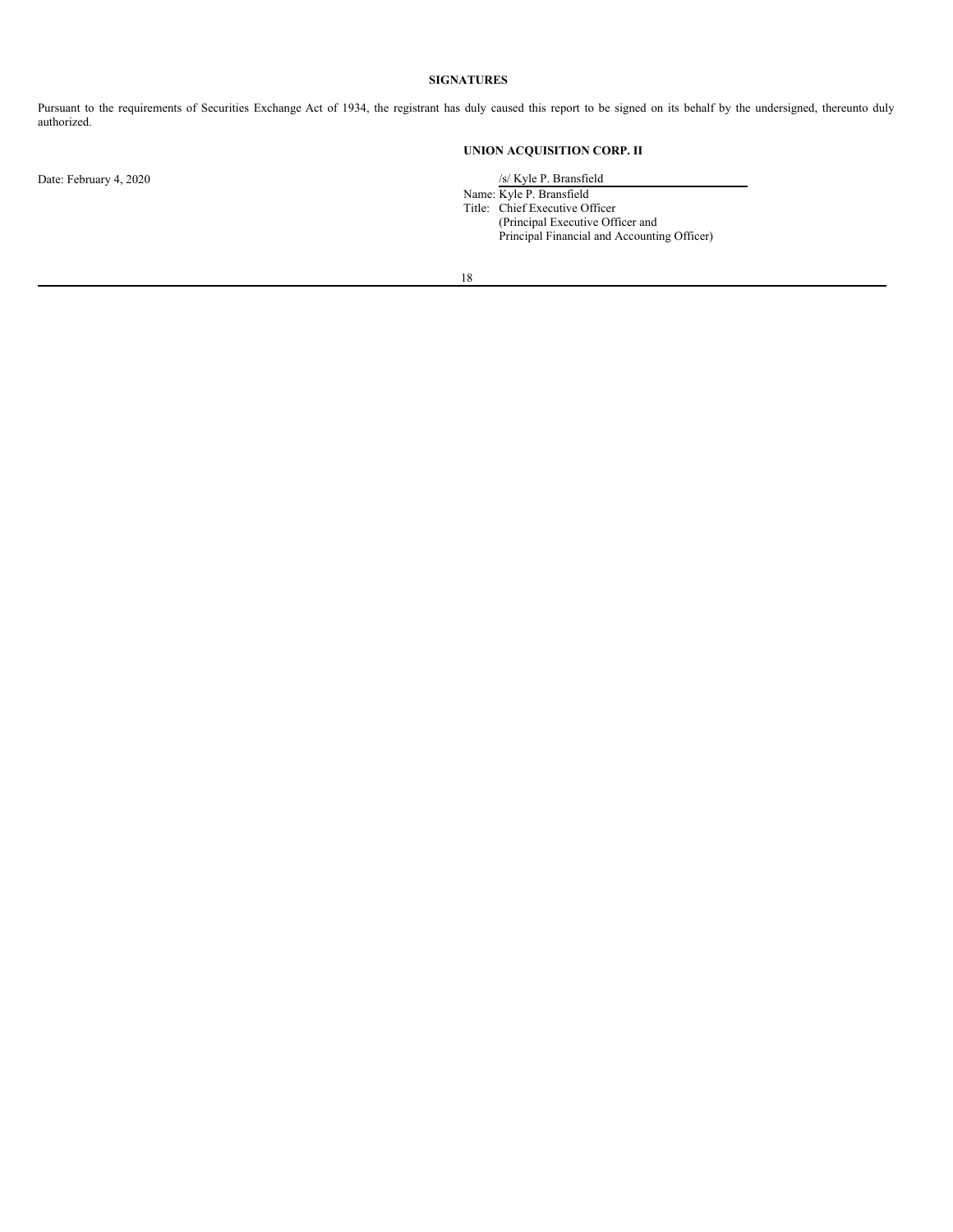**SIGNATURES**

Pursuant to the requirements of Securities Exchange Act of 1934, the registrant has duly caused this report to be signed on its behalf by the undersigned, thereunto duly authorized.

**UNION ACQUISITION CORP. II**

Date: February 4, 2020

/s/ Kyle P. Bransfield

Name: Kyle P. Bransfield

Title: Chief Executive Officer
(Principal Executive Officer and
Principal Financial and Accounting Officer)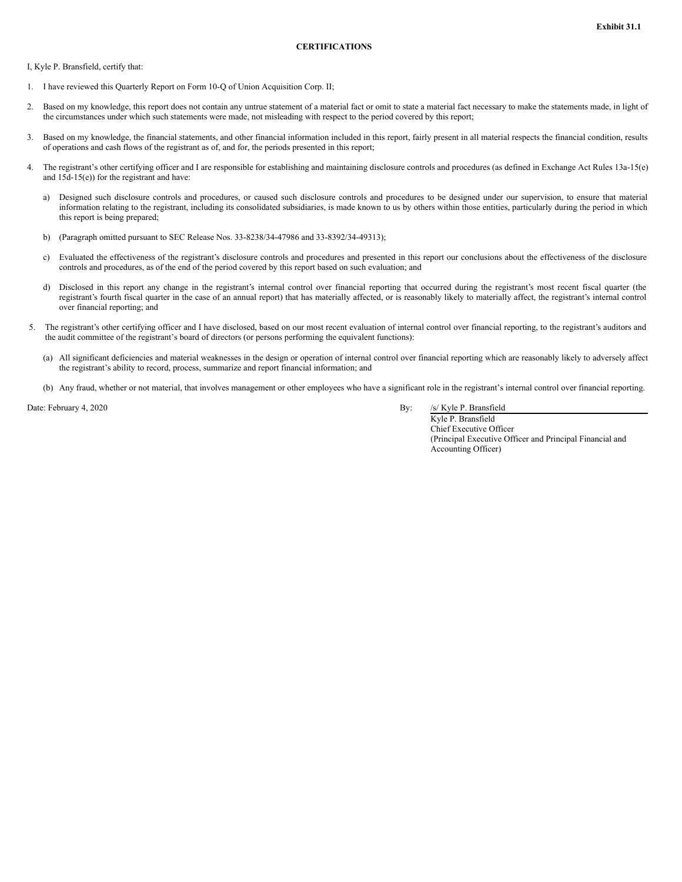**Exhibit 31.1**

**CERTIFICATIONS**

I, Kyle P. Bransfield, certify that:

1. I have reviewed this Quarterly Report on Form 10-Q of Union Acquisition Corp. II;

2. Based on my knowledge, this report does not contain any untrue statement of a material fact or omit to state a material fact necessary to make the statements made, in light of the circumstances under which such statements were made, not misleading with respect to the period covered by this report;

3. Based on my knowledge, the financial statements, and other financial information included in this report, fairly present in all material respects the financial condition, results of operations and cash flows of the registrant as of, and for, the periods presented in this report;

4. The registrant's other certifying officer and I are responsible for establishing and maintaining disclosure controls and procedures (as defined in Exchange Act Rules 13a-15(e) and 15d-15(e)) for the registrant and have:

   a) Designed such disclosure controls and procedures, or caused such disclosure controls and procedures to be designed under our supervision, to ensure that material information relating to the registrant, including its consolidated subsidiaries, is made known to us by others within those entities, particularly during the period in which this report is being prepared;

   b) (Paragraph omitted pursuant to SEC Release Nos. 33-8238/34-47986 and 33-8392/34-49313);

   c) Evaluated the effectiveness of the registrant's disclosure controls and procedures and presented in this report our conclusions about the effectiveness of the disclosure controls and procedures, as of the end of the period covered by this report based on such evaluation; and

   d) Disclosed in this report any change in the registrant's internal control over financial reporting that occurred during the registrant's most recent fiscal quarter (the registrant's fourth fiscal quarter in the case of an annual report) that has materially affected, or is reasonably likely to materially affect, the registrant's internal control over financial reporting; and

5. The registrant's other certifying officer and I have disclosed, based on our most recent evaluation of internal control over financial reporting, to the registrant's auditors and the audit committee of the registrant's board of directors (or persons performing the equivalent functions):

   (a) All significant deficiencies and material weaknesses in the design or operation of internal control over financial reporting which are reasonably likely to adversely affect the registrant's ability to record, process, summarize and report financial information; and

   (b) Any fraud, whether or not material, that involves management or other employees who have a significant role in the registrant's internal control over financial reporting.

Date: February 4, 2020

By: /s/ Kyle P. Bransfield
Kyle P. Bransfield
Chief Executive Officer
(Principal Executive Officer and Principal Financial and Accounting Officer)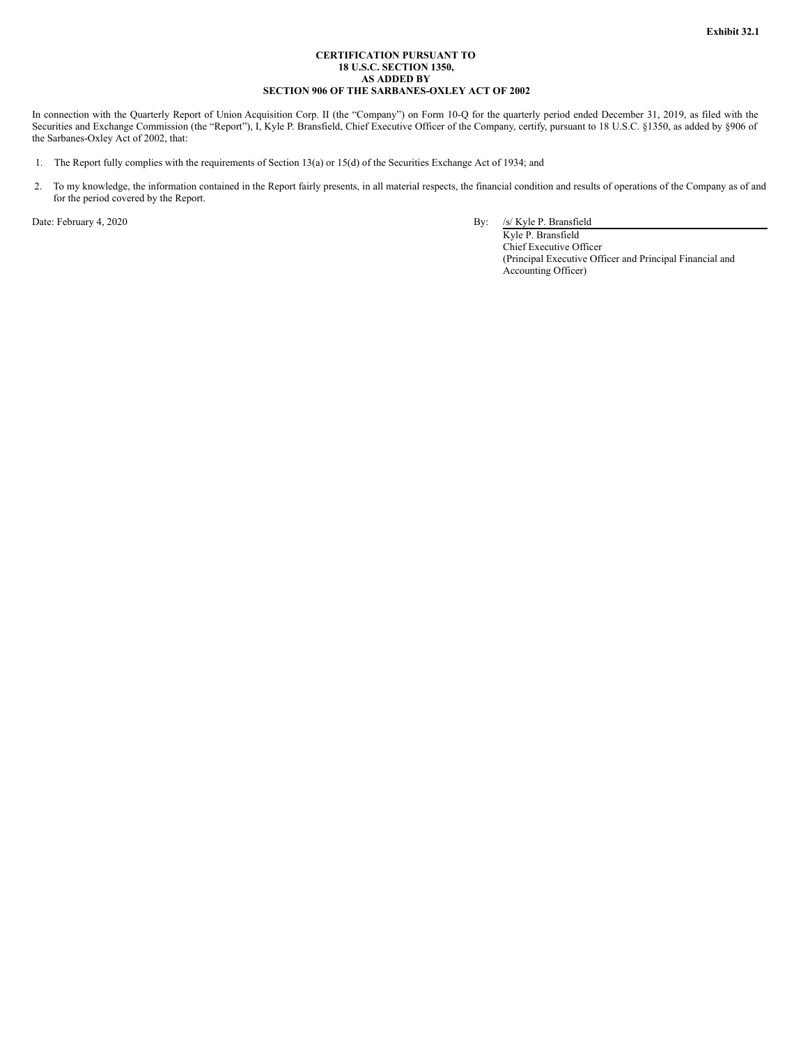**Exhibit 32.1**

**CERTIFICATION PURSUANT TO**
**18 U.S.C. SECTION 1350,**
**AS ADDED BY**
**SECTION 906 OF THE SARBANES-OXLEY ACT OF 2002**

In connection with the Quarterly Report of Union Acquisition Corp. II (the "Company") on Form 10-Q for the quarterly period ended December 31, 2019, as filed with the Securities and Exchange Commission (the "Report"), I, Kyle P. Bransfield, Chief Executive Officer of the Company, certify, pursuant to 18 U.S.C. §1350, as added by §906 of the Sarbanes-Oxley Act of 2002, that:

1. The Report fully complies with the requirements of Section 13(a) or 15(d) of the Securities Exchange Act of 1934; and

2. To my knowledge, the information contained in the Report fairly presents, in all material respects, the financial condition and results of operations of the Company as of and for the period covered by the Report.

Date: February 4, 2020

By: /s/ Kyle P. Bransfield
Kyle P. Bransfield
Chief Executive Officer
(Principal Executive Officer and Principal Financial and Accounting Officer)